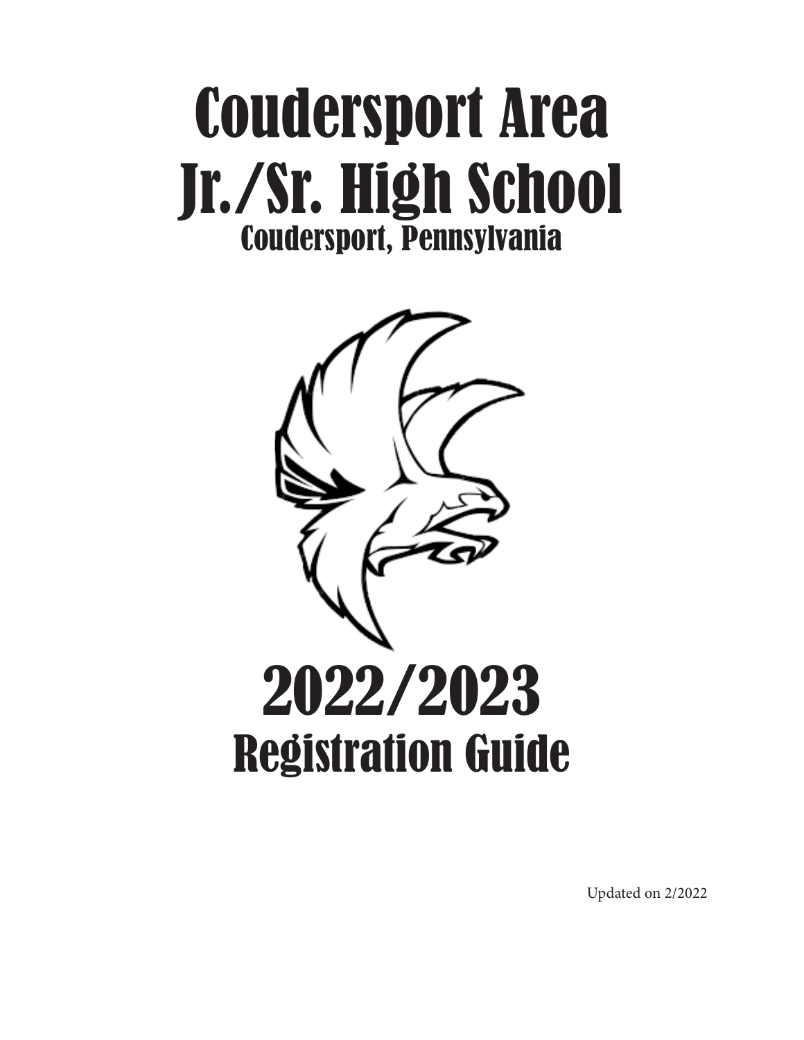# Coudersport Area Jr./Sr. High School

## Coudersport, Pennsylvania

# 2022/2023

## Registration Guide

Updated on 2/2022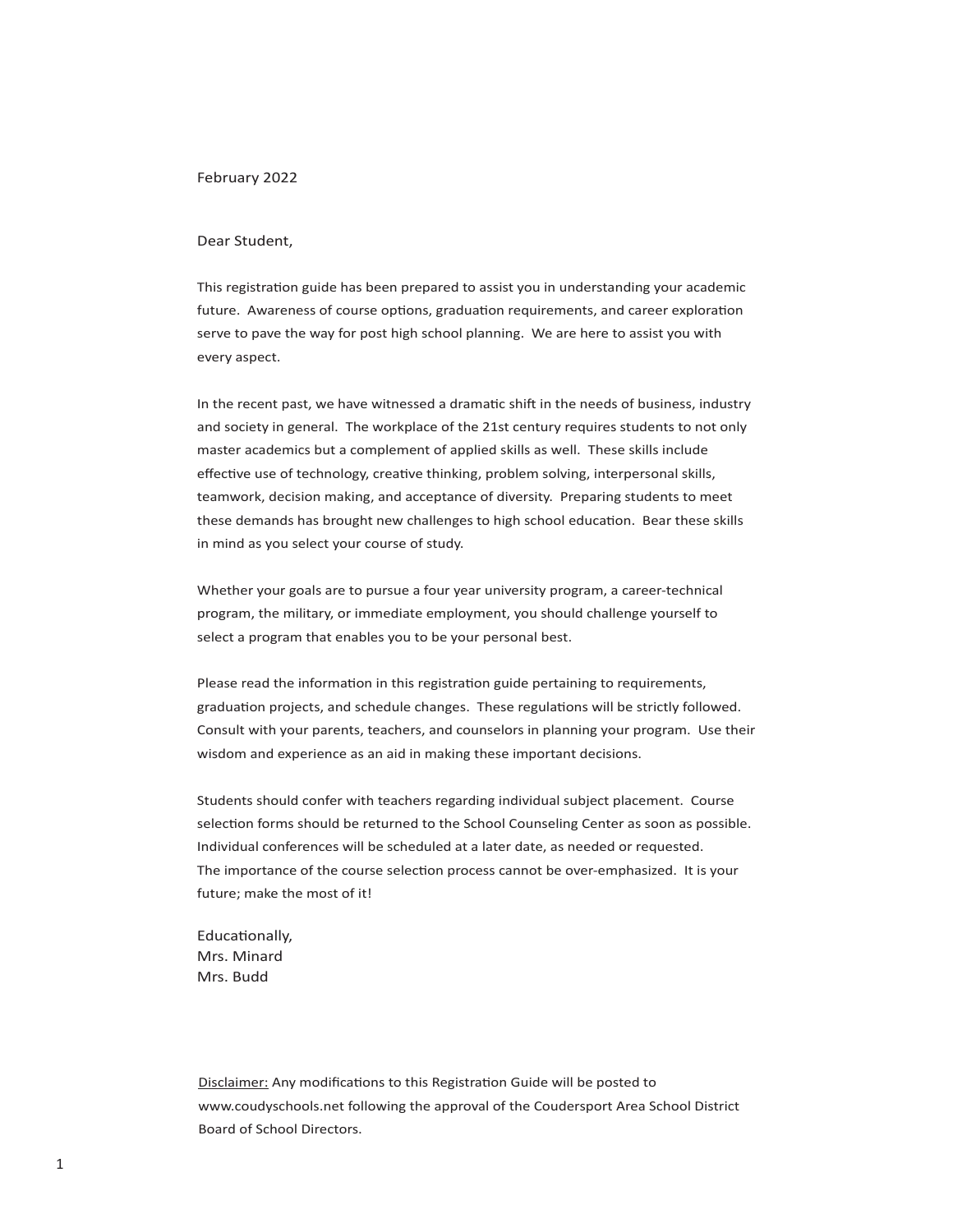February 2022

Dear Student,

This registration guide has been prepared to assist you in understanding your academic future. Awareness of course options, graduation requirements, and career exploration serve to pave the way for post high school planning. We are here to assist you with every aspect.

In the recent past, we have witnessed a dramatic shift in the needs of business, industry and society in general. The workplace of the 21st century requires students to not only master academics but a complement of applied skills as well. These skills include effective use of technology, creative thinking, problem solving, interpersonal skills, teamwork, decision making, and acceptance of diversity. Preparing students to meet these demands has brought new challenges to high school education. Bear these skills in mind as you select your course of study.

Whether your goals are to pursue a four year university program, a career-technical program, the military, or immediate employment, you should challenge yourself to select a program that enables you to be your personal best.

Please read the information in this registration guide pertaining to requirements, graduation projects, and schedule changes. These regulations will be strictly followed. Consult with your parents, teachers, and counselors in planning your program. Use their wisdom and experience as an aid in making these important decisions.

Students should confer with teachers regarding individual subject placement. Course selection forms should be returned to the School Counseling Center as soon as possible. Individual conferences will be scheduled at a later date, as needed or requested.
The importance of the course selection process cannot be over-emphasized. It is your future; make the most of it!

Educationally,
Mrs. Minard
Mrs. Budd

<u>Disclaimer:</u> Any modifications to this Registration Guide will be posted to www.coudyschools.net following the approval of the Coudersport Area School District Board of School Directors.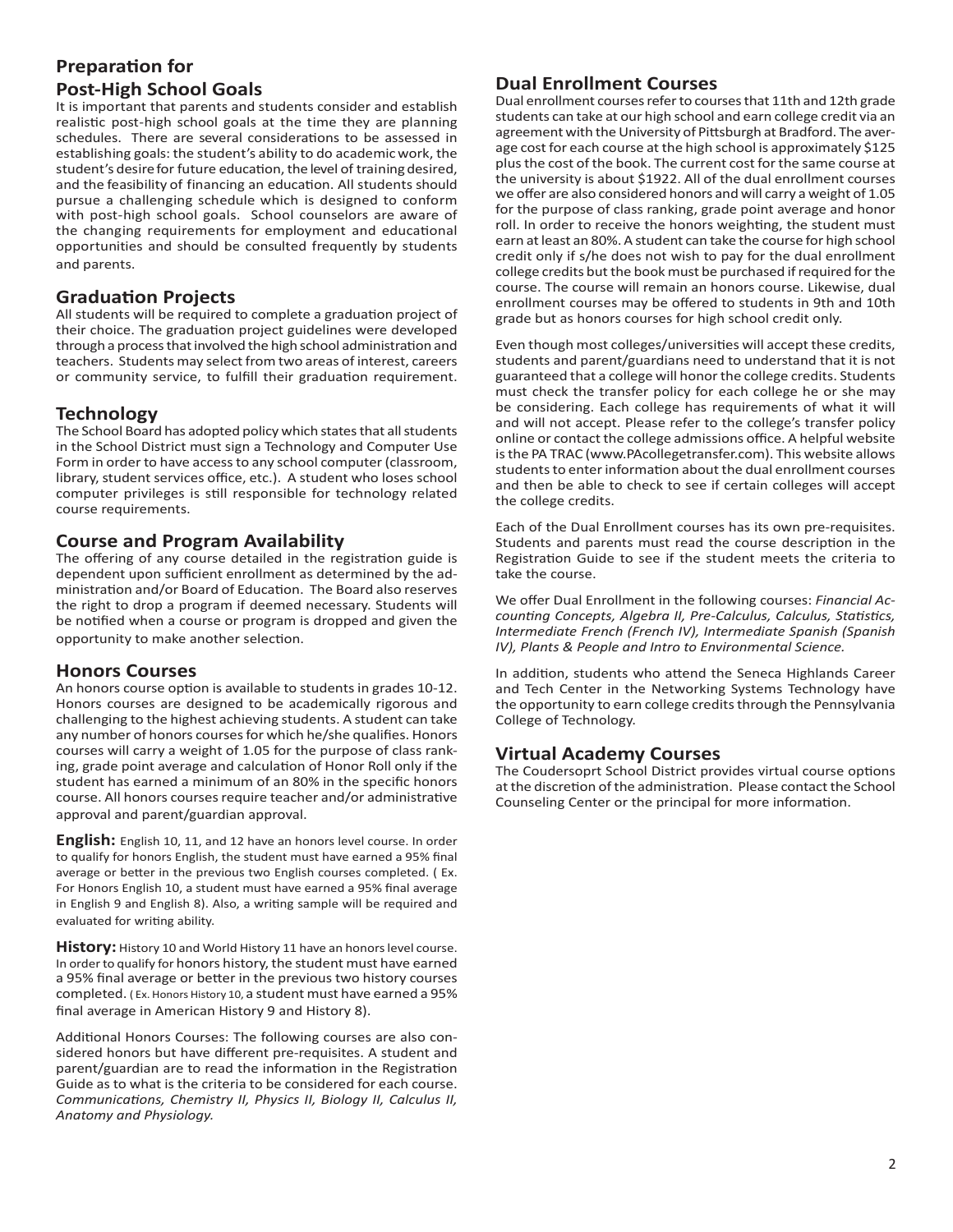## Preparation for Post-High School Goals

It is important that parents and students consider and establish realistic post-high school goals at the time they are planning schedules. There are several considerations to be assessed in establishing goals: the student's ability to do academic work, the student's desire for future education, the level of training desired, and the feasibility of financing an education. All students should pursue a challenging schedule which is designed to conform with post-high school goals. School counselors are aware of the changing requirements for employment and educational opportunities and should be consulted frequently by students and parents.

## Graduation Projects

All students will be required to complete a graduation project of their choice. The graduation project guidelines were developed through a process that involved the high school administration and teachers. Students may select from two areas of interest, careers or community service, to fulfill their graduation requirement.

## Technology

The School Board has adopted policy which states that all students in the School District must sign a Technology and Computer Use Form in order to have access to any school computer (classroom, library, student services office, etc.). A student who loses school computer privileges is still responsible for technology related course requirements.

## Course and Program Availability

The offering of any course detailed in the registration guide is dependent upon sufficient enrollment as determined by the administration and/or Board of Education. The Board also reserves the right to drop a program if deemed necessary. Students will be notified when a course or program is dropped and given the opportunity to make another selection.

## Honors Courses

An honors course option is available to students in grades 10-12. Honors courses are designed to be academically rigorous and challenging to the highest achieving students. A student can take any number of honors courses for which he/she qualifies. Honors courses will carry a weight of 1.05 for the purpose of class ranking, grade point average and calculation of Honor Roll only if the student has earned a minimum of an 80% in the specific honors course. All honors courses require teacher and/or administrative approval and parent/guardian approval.

**English:** English 10, 11, and 12 have an honors level course. In order to qualify for honors English, the student must have earned a 95% final average or better in the previous two English courses completed. ( Ex. For Honors English 10, a student must have earned a 95% final average in English 9 and English 8). Also, a writing sample will be required and evaluated for writing ability.

**History:** History 10 and World History 11 have an honors level course. In order to qualify for honors history, the student must have earned a 95% final average or better in the previous two history courses completed. ( Ex. Honors History 10, a student must have earned a 95% final average in American History 9 and History 8).

Additional Honors Courses: The following courses are also considered honors but have different pre-requisites. A student and parent/guardian are to read the information in the Registration Guide as to what is the criteria to be considered for each course. *Communications, Chemistry II, Physics II, Biology II, Calculus II, Anatomy and Physiology.*

## Dual Enrollment Courses

Dual enrollment courses refer to courses that 11th and 12th grade students can take at our high school and earn college credit via an agreement with the University of Pittsburgh at Bradford. The average cost for each course at the high school is approximately $125 plus the cost of the book. The current cost for the same course at the university is about $1922. All of the dual enrollment courses we offer are also considered honors and will carry a weight of 1.05 for the purpose of class ranking, grade point average and honor roll. In order to receive the honors weighting, the student must earn at least an 80%. A student can take the course for high school credit only if s/he does not wish to pay for the dual enrollment college credits but the book must be purchased if required for the course. The course will remain an honors course. Likewise, dual enrollment courses may be offered to students in 9th and 10th grade but as honors courses for high school credit only.

Even though most colleges/universities will accept these credits, students and parent/guardians need to understand that it is not guaranteed that a college will honor the college credits. Students must check the transfer policy for each college he or she may be considering. Each college has requirements of what it will and will not accept. Please refer to the college's transfer policy online or contact the college admissions office. A helpful website is the PA TRAC (www.PAcollegetransfer.com). This website allows students to enter information about the dual enrollment courses and then be able to check to see if certain colleges will accept the college credits.

Each of the Dual Enrollment courses has its own pre-requisites. Students and parents must read the course description in the Registration Guide to see if the student meets the criteria to take the course.

We offer Dual Enrollment in the following courses: *Financial Accounting Concepts, Algebra II, Pre-Calculus, Calculus, Statistics, Intermediate French (French IV), Intermediate Spanish (Spanish IV), Plants & People and Intro to Environmental Science.*

In addition, students who attend the Seneca Highlands Career and Tech Center in the Networking Systems Technology have the opportunity to earn college credits through the Pennsylvania College of Technology.

## Virtual Academy Courses

The Coudersoprt School District provides virtual course options at the discretion of the administration. Please contact the School Counseling Center or the principal for more information.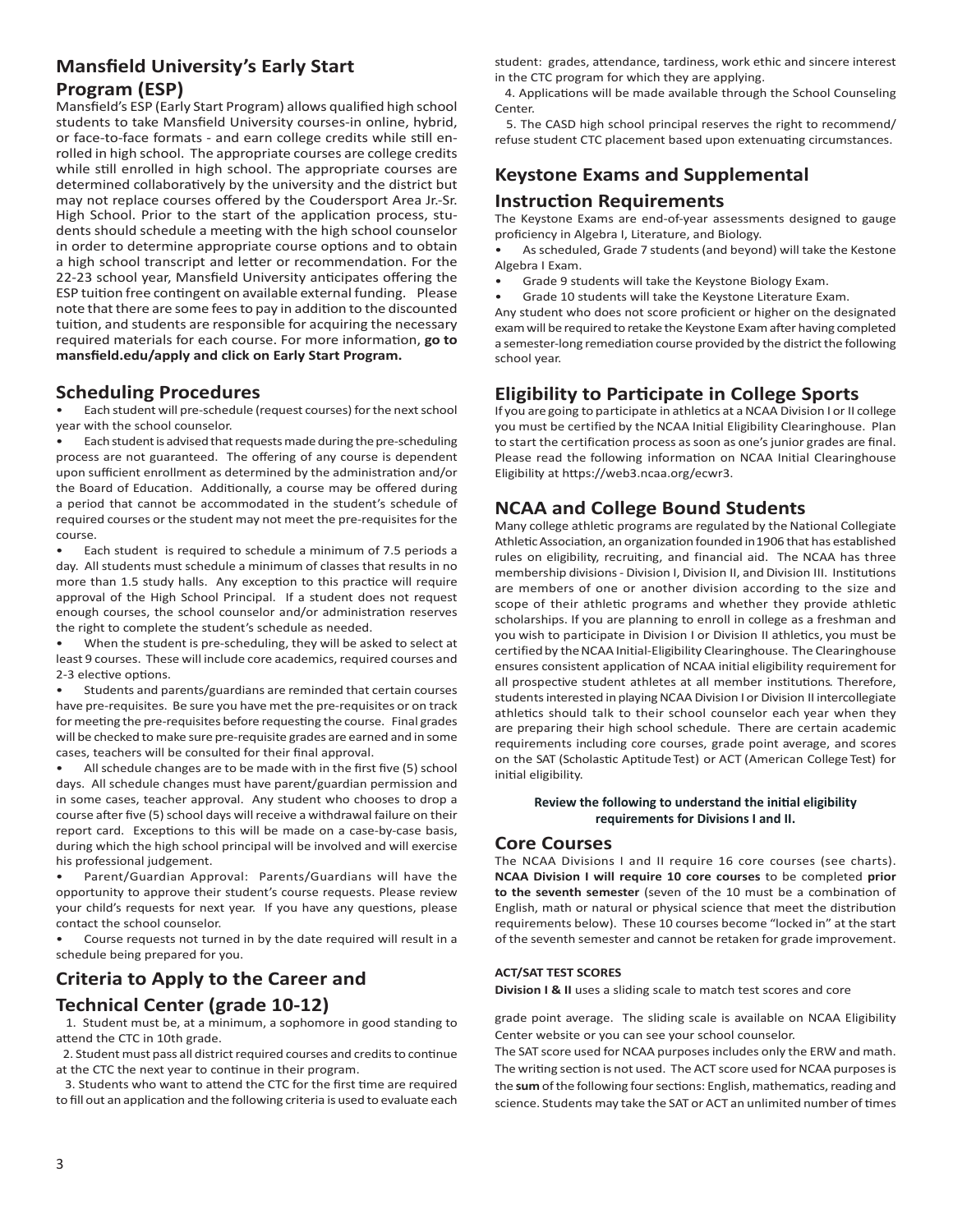## Mansfield University's Early Start Program (ESP)

Mansfield's ESP (Early Start Program) allows qualified high school students to take Mansfield University courses-in online, hybrid, or face-to-face formats - and earn college credits while still enrolled in high school. The appropriate courses are college credits while still enrolled in high school. The appropriate courses are determined collaboratively by the university and the district but may not replace courses offered by the Coudersport Area Jr.-Sr. High School. Prior to the start of the application process, students should schedule a meeting with the high school counselor in order to determine appropriate course options and to obtain a high school transcript and letter or recommendation. For the 22-23 school year, Mansfield University anticipates offering the ESP tuition free contingent on available external funding. Please note that there are some fees to pay in addition to the discounted tuition, and students are responsible for acquiring the necessary required materials for each course. For more information, **go to mansfield.edu/apply and click on Early Start Program.**

## Scheduling Procedures

- Each student will pre-schedule (request courses) for the next school year with the school counselor.
- Each student is advised that requests made during the pre-scheduling process are not guaranteed. The offering of any course is dependent upon sufficient enrollment as determined by the administration and/or the Board of Education. Additionally, a course may be offered during a period that cannot be accommodated in the student's schedule of required courses or the student may not meet the pre-requisites for the course.
- Each student is required to schedule a minimum of 7.5 periods a day. All students must schedule a minimum of classes that results in no more than 1.5 study halls. Any exception to this practice will require approval of the High School Principal. If a student does not request enough courses, the school counselor and/or administration reserves the right to complete the student's schedule as needed.
- When the student is pre-scheduling, they will be asked to select at least 9 courses. These will include core academics, required courses and 2-3 elective options.
- Students and parents/guardians are reminded that certain courses have pre-requisites. Be sure you have met the pre-requisites or on track for meeting the pre-requisites before requesting the course. Final grades will be checked to make sure pre-requisite grades are earned and in some cases, teachers will be consulted for their final approval.
- All schedule changes are to be made with in the first five (5) school days. All schedule changes must have parent/guardian permission and in some cases, teacher approval. Any student who chooses to drop a course after five (5) school days will receive a withdrawal failure on their report card. Exceptions to this will be made on a case-by-case basis, during which the high school principal will be involved and will exercise his professional judgement.
- Parent/Guardian Approval: Parents/Guardians will have the opportunity to approve their student's course requests. Please review your child's requests for next year. If you have any questions, please contact the school counselor.
- Course requests not turned in by the date required will result in a schedule being prepared for you.

## Criteria to Apply to the Career and Technical Center (grade 10-12)

1. Student must be, at a minimum, a sophomore in good standing to attend the CTC in 10th grade.
2. Student must pass all district required courses and credits to continue at the CTC the next year to continue in their program.
3. Students who want to attend the CTC for the first time are required to fill out an application and the following criteria is used to evaluate each student: grades, attendance, tardiness, work ethic and sincere interest in the CTC program for which they are applying.
4. Applications will be made available through the School Counseling Center.
5. The CASD high school principal reserves the right to recommend/refuse student CTC placement based upon extenuating circumstances.

## Keystone Exams and Supplemental Instruction Requirements

The Keystone Exams are end-of-year assessments designed to gauge proficiency in Algebra I, Literature, and Biology.

- As scheduled, Grade 7 students (and beyond) will take the Kestone Algebra I Exam.
- Grade 9 students will take the Keystone Biology Exam.
- Grade 10 students will take the Keystone Literature Exam.

Any student who does not score proficient or higher on the designated exam will be required to retake the Keystone Exam after having completed a semester-long remediation course provided by the district the following school year.

## Eligibility to Participate in College Sports

If you are going to participate in athletics at a NCAA Division I or II college you must be certified by the NCAA Initial Eligibility Clearinghouse. Plan to start the certification process as soon as one's junior grades are final. Please read the following information on NCAA Initial Clearinghouse Eligibility at https://web3.ncaa.org/ecwr3.

## NCAA and College Bound Students

Many college athletic programs are regulated by the National Collegiate Athletic Association, an organization founded in 1906 that has established rules on eligibility, recruiting, and financial aid. The NCAA has three membership divisions - Division I, Division II, and Division III. Institutions are members of one or another division according to the size and scope of their athletic programs and whether they provide athletic scholarships. If you are planning to enroll in college as a freshman and you wish to participate in Division I or Division II athletics, you must be certified by the NCAA Initial-Eligibility Clearinghouse. The Clearinghouse ensures consistent application of NCAA initial eligibility requirement for all prospective student athletes at all member institutions. Therefore, students interested in playing NCAA Division I or Division II intercollegiate athletics should talk to their school counselor each year when they are preparing their high school schedule. There are certain academic requirements including core courses, grade point average, and scores on the SAT (Scholastic Aptitude Test) or ACT (American College Test) for initial eligibility.

**Review the following to understand the initial eligibility requirements for Divisions I and II.**

## Core Courses

The NCAA Divisions I and II require 16 core courses (see charts). **NCAA Division I will require 10 core courses** to be completed **prior to the seventh semester** (seven of the 10 must be a combination of English, math or natural or physical science that meet the distribution requirements below). These 10 courses become "locked in" at the start of the seventh semester and cannot be retaken for grade improvement.

#### ACT/SAT TEST SCORES

**Division I & II** uses a sliding scale to match test scores and core grade point average. The sliding scale is available on NCAA Eligibility Center website or you can see your school counselor.

The SAT score used for NCAA purposes includes only the ERW and math. The writing section is not used. The ACT score used for NCAA purposes is the **sum** of the following four sections: English, mathematics, reading and science. Students may take the SAT or ACT an unlimited number of times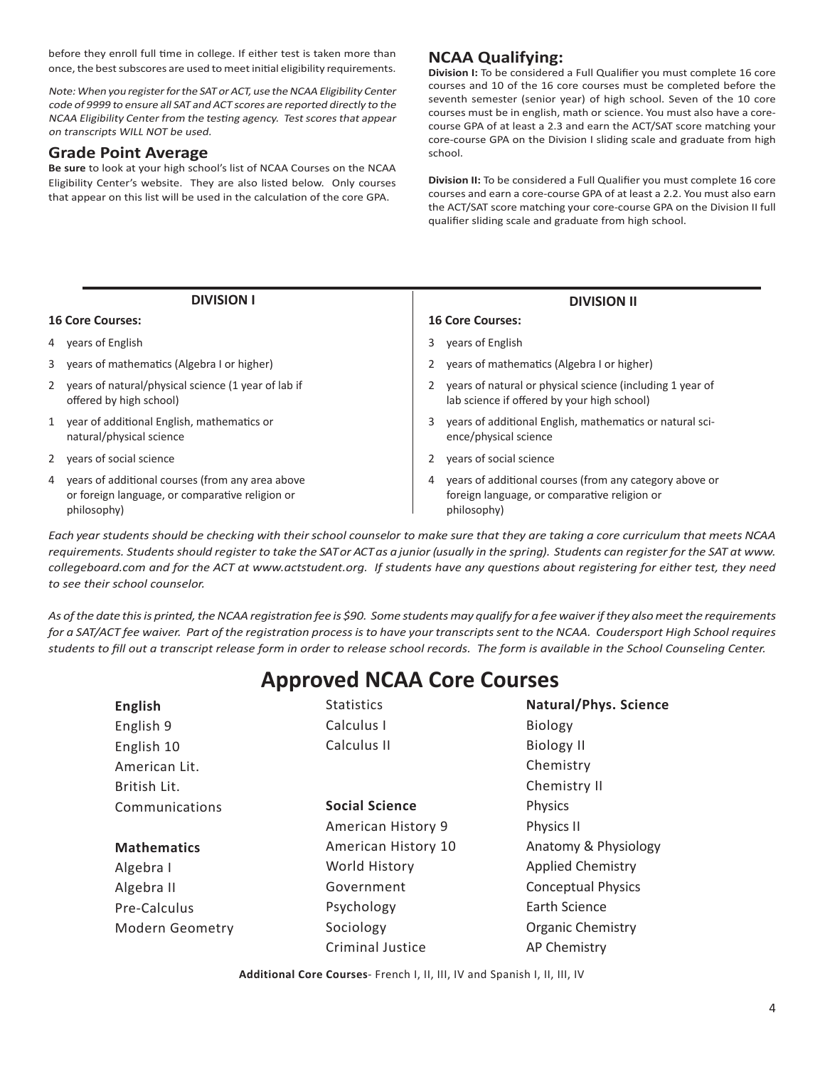before they enroll full time in college. If either test is taken more than once, the best subscores are used to meet initial eligibility requirements.

*Note: When you register for the SAT or ACT, use the NCAA Eligibility Center code of 9999 to ensure all SAT and ACT scores are reported directly to the NCAA Eligibility Center from the testing agency. Test scores that appear on transcripts WILL NOT be used.*

## Grade Point Average

**Be sure** to look at your high school's list of NCAA Courses on the NCAA Eligibility Center's website. They are also listed below. Only courses that appear on this list will be used in the calculation of the core GPA.

## NCAA Qualifying:

**Division I:** To be considered a Full Qualifier you must complete 16 core courses and 10 of the 16 core courses must be completed before the seventh semester (senior year) of high school. Seven of the 10 core courses must be in english, math or science. You must also have a core-course GPA of at least a 2.3 and earn the ACT/SAT score matching your core-course GPA on the Division I sliding scale and graduate from high school.

**Division II:** To be considered a Full Qualifier you must complete 16 core courses and earn a core-course GPA of at least a 2.2. You must also earn the ACT/SAT score matching your core-course GPA on the Division II full qualifier sliding scale and graduate from high school.

| DIVISION I | | DIVISION II | |
|---|---|---|---|
| **16 Core Courses:** | | **16 Core Courses:** | |
| 4 | years of English | 3 | years of English |
| 3 | years of mathematics (Algebra I or higher) | 2 | years of mathematics (Algebra I or higher) |
| 2 | years of natural/physical science (1 year of lab if offered by high school) | 2 | years of natural or physical science (including 1 year of lab science if offered by your high school) |
| 1 | year of additional English, mathematics or natural/physical science | 3 | years of additional English, mathematics or natural science/physical science |
| 2 | years of social science | 2 | years of social science |
| 4 | years of additional courses (from any area above or foreign language, or comparative religion or philosophy) | 4 | years of additional courses (from any category above or foreign language, or comparative religion or philosophy) |

*Each year students should be checking with their school counselor to make sure that they are taking a core curriculum that meets NCAA requirements. Students should register to take the SAT or ACT as a junior (usually in the spring). Students can register for the SAT at www.collegeboard.com and for the ACT at www.actstudent.org. If students have any questions about registering for either test, they need to see their school counselor.*

*As of the date this is printed, the NCAA registration fee is $90. Some students may qualify for a fee waiver if they also meet the requirements for a SAT/ACT fee waiver. Part of the registration process is to have your transcripts sent to the NCAA. Coudersport High School requires students to fill out a transcript release form in order to release school records. The form is available in the School Counseling Center.*

# Approved NCAA Core Courses

**English**
- English 9
- English 10
- American Lit.
- British Lit.
- Communications

**Mathematics**
- Algebra I
- Algebra II
- Pre-Calculus
- Modern Geometry
- Statistics
- Calculus I
- Calculus II

**Social Science**
- American History 9
- American History 10
- World History
- Government
- Psychology
- Sociology
- Criminal Justice

**Natural/Phys. Science**
- Biology
- Biology II
- Chemistry
- Chemistry II
- Physics
- Physics II
- Anatomy & Physiology
- Applied Chemistry
- Conceptual Physics
- Earth Science
- Organic Chemistry
- AP Chemistry

**Additional Core Courses**- French I, II, III, IV and Spanish I, II, III, IV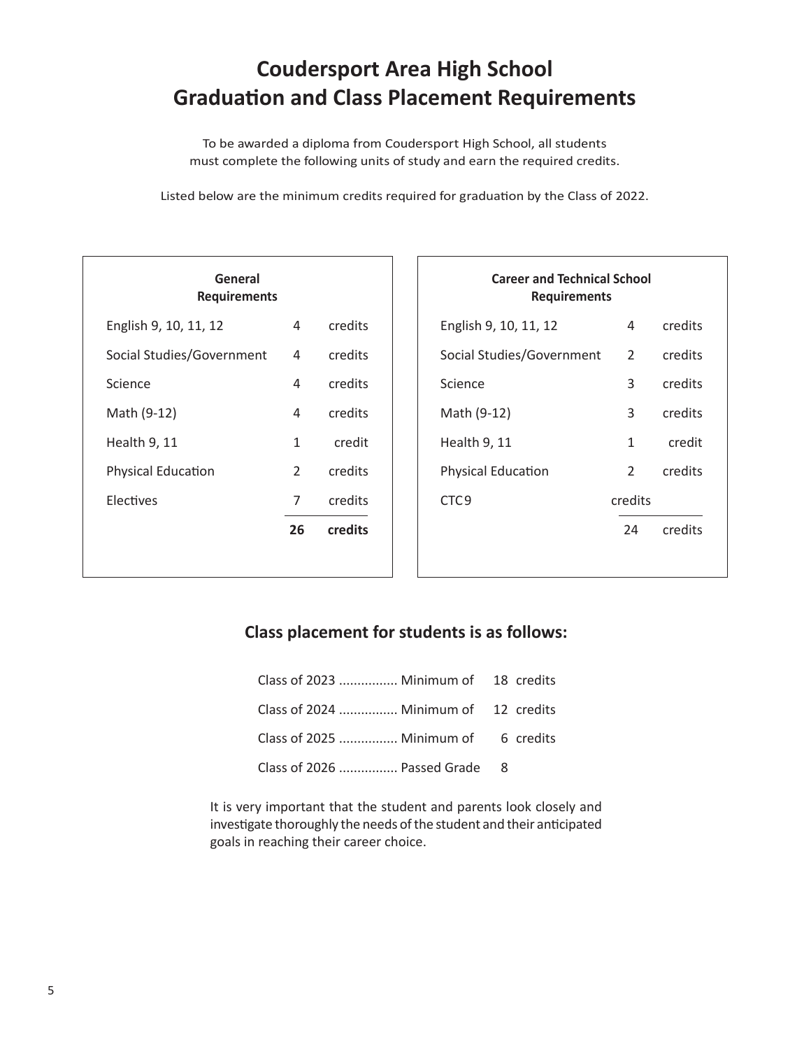# Coudersport Area High School
# Graduation and Class Placement Requirements

To be awarded a diploma from Coudersport High School, all students must complete the following units of study and earn the required credits.

Listed below are the minimum credits required for graduation by the Class of 2022.

| General Requirements | | |
|---|---|---|
| English 9, 10, 11, 12 | 4 | credits |
| Social Studies/Government | 4 | credits |
| Science | 4 | credits |
| Math (9-12) | 4 | credits |
| Health 9, 11 | 1 | credit |
| Physical Education | 2 | credits |
| Electives | 7 | credits |
| | **26** | **credits** |

| Career and Technical School Requirements | | |
|---|---|---|
| English 9, 10, 11, 12 | 4 | credits |
| Social Studies/Government | 2 | credits |
| Science | 3 | credits |
| Math (9-12) | 3 | credits |
| Health 9, 11 | 1 | credit |
| Physical Education | 2 | credits |
| CTC9 | credits | |
| | 24 | credits |

## Class placement for students is as follows:

Class of 2023 ................ Minimum of 18 credits

Class of 2024 ................ Minimum of 12 credits

Class of 2025 ................ Minimum of 6 credits

Class of 2026 ................ Passed Grade 8

It is very important that the student and parents look closely and investigate thoroughly the needs of the student and their anticipated goals in reaching their career choice.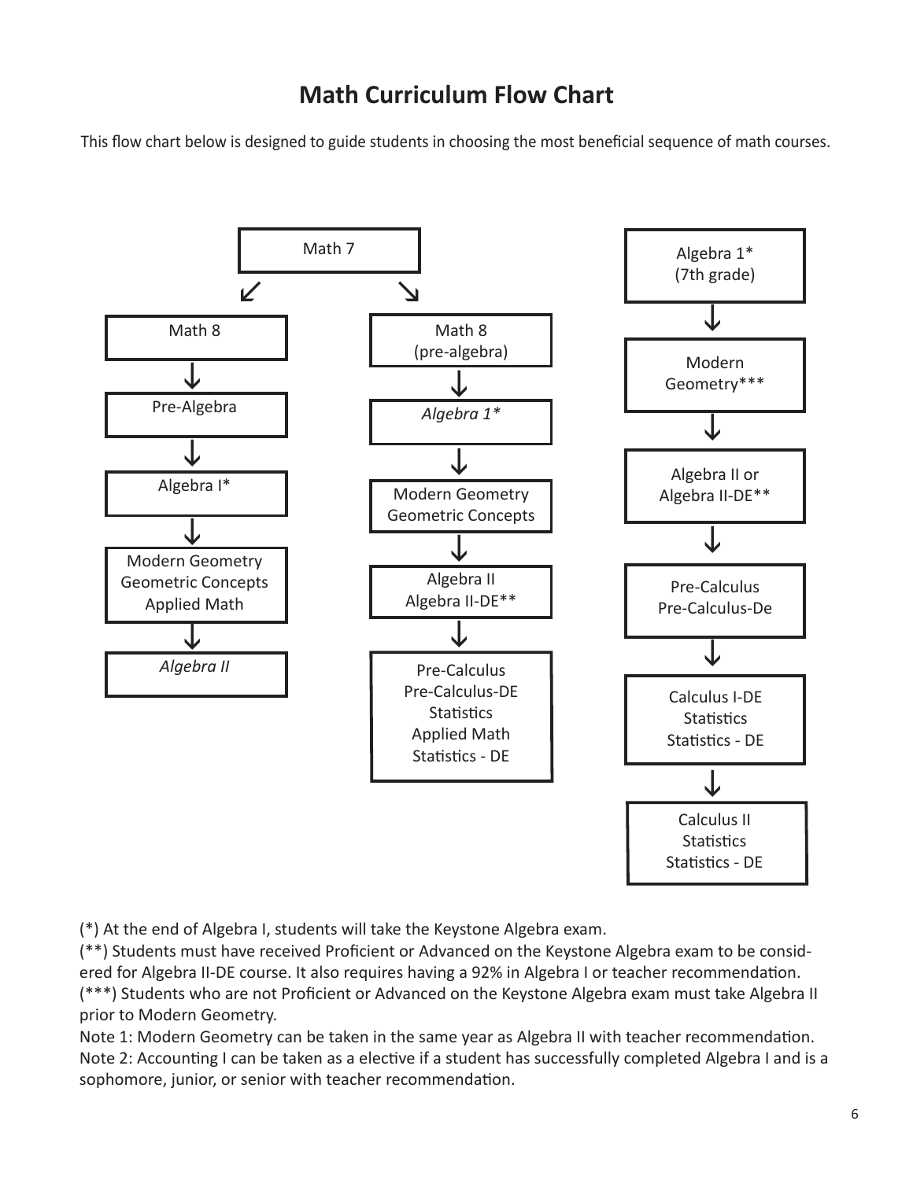# Math Curriculum Flow Chart

This flow chart below is designed to guide students in choosing the most beneficial sequence of math courses.

Math 7

↙ ↘

Math 8
↓
Pre-Algebra
↓
Algebra I*
↓
Modern Geometry
Geometric Concepts
Applied Math
↓
*Algebra II*

Math 8
(pre-algebra)
↓
*Algebra 1**
↓
Modern Geometry
Geometric Concepts
↓
Algebra II
Algebra II-DE**
↓
Pre-Calculus
Pre-Calculus-DE
Statistics
Applied Math
Statistics - DE

Algebra 1*
(7th grade)
↓
Modern
Geometry***
↓
Algebra II or
Algebra II-DE**
↓
Pre-Calculus
Pre-Calculus-De
↓
Calculus I-DE
Statistics
Statistics - DE
↓
Calculus II
Statistics
Statistics - DE

(*) At the end of Algebra I, students will take the Keystone Algebra exam.
(**) Students must have received Proficient or Advanced on the Keystone Algebra exam to be considered for Algebra II-DE course. It also requires having a 92% in Algebra I or teacher recommendation.
(***) Students who are not Proficient or Advanced on the Keystone Algebra exam must take Algebra II prior to Modern Geometry.
Note 1: Modern Geometry can be taken in the same year as Algebra II with teacher recommendation.
Note 2: Accounting I can be taken as a elective if a student has successfully completed Algebra I and is a sophomore, junior, or senior with teacher recommendation.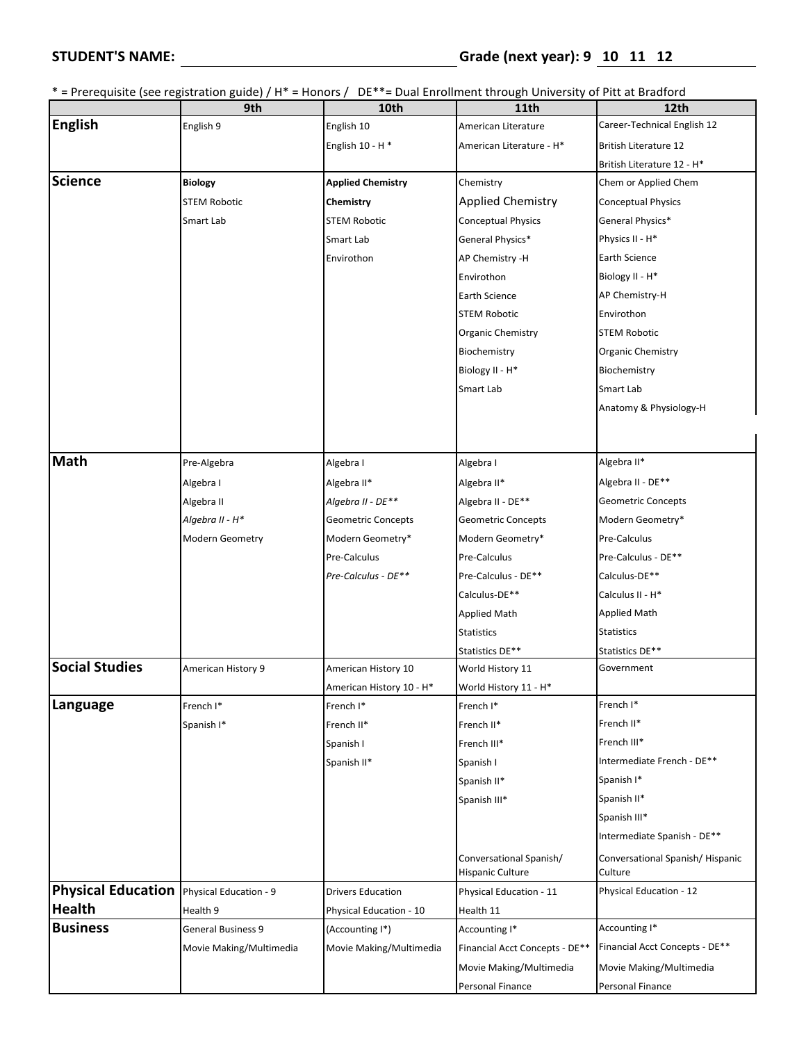**STUDENT'S NAME:** ______________________ **Grade (next year): 9 10 11 12**

* = Prerequisite (see registration guide) / H* = Honors / DE**= Dual Enrollment through University of Pitt at Bradford

| | 9th | 10th | 11th | 12th |
|---|---|---|---|---|
| **English** | English 9 | English 10 | American Literature | Career-Technical English 12 |
| | | English 10 - H * | American Literature - H* | British Literature 12 |
| | | | | British Literature 12 - H* |
| **Science** | **Biology** | **Applied Chemistry** | Chemistry | Chem or Applied Chem |
| | STEM Robotic | **Chemistry** | Applied Chemistry | Conceptual Physics |
| | Smart Lab | STEM Robotic | Conceptual Physics | General Physics* |
| | | Smart Lab | General Physics* | Physics II - H* |
| | | Envirothon | AP Chemistry -H | Earth Science |
| | | | Envirothon | Biology II - H* |
| | | | Earth Science | AP Chemistry-H |
| | | | STEM Robotic | Envirothon |
| | | | Organic Chemistry | STEM Robotic |
| | | | Biochemistry | Organic Chemistry |
| | | | Biology II - H* | Biochemistry |
| | | | Smart Lab | Smart Lab |
| | | | | Anatomy & Physiology-H |
| **Math** | Pre-Algebra | Algebra I | Algebra I | Algebra II* |
| | Algebra I | Algebra II* | Algebra II* | Algebra II - DE** |
| | Algebra II | *Algebra II - DE*** | Algebra II - DE** | Geometric Concepts |
| | *Algebra II - H** | Geometric Concepts | Geometric Concepts | Modern Geometry* |
| | Modern Geometry | Modern Geometry* | Modern Geometry* | Pre-Calculus |
| | | Pre-Calculus | Pre-Calculus | Pre-Calculus - DE** |
| | | *Pre-Calculus - DE*** | Pre-Calculus - DE** | Calculus-DE** |
| | | | Calculus-DE** | Calculus II - H* |
| | | | Applied Math | Applied Math |
| | | | Statistics | Statistics |
| | | | Statistics DE** | Statistics DE** |
| **Social Studies** | American History 9 | American History 10 | World History 11 | Government |
| | | American History 10 - H* | World History 11 - H* | |
| **Language** | French I* | French I* | French I* | French I* |
| | Spanish I* | French II* | French II* | French II* |
| | | Spanish I | French III* | French III* |
| | | Spanish II* | Spanish I | Intermediate French - DE** |
| | | | Spanish II* | Spanish I* |
| | | | Spanish III* | Spanish II* |
| | | | | Spanish III* |
| | | | | Intermediate Spanish - DE** |
| | | | Conversational Spanish/ Hispanic Culture | Conversational Spanish/ Hispanic Culture |
| **Physical Education** | Physical Education - 9 | Drivers Education | Physical Education - 11 | Physical Education - 12 |
| **Health** | Health 9 | Physical Education - 10 | Health 11 | |
| **Business** | General Business 9 | (Accounting I*) | Accounting I* | Accounting I* |
| | Movie Making/Multimedia | Movie Making/Multimedia | Financial Acct Concepts - DE** | Financial Acct Concepts - DE** |
| | | | Movie Making/Multimedia | Movie Making/Multimedia |
| | | | Personal Finance | Personal Finance |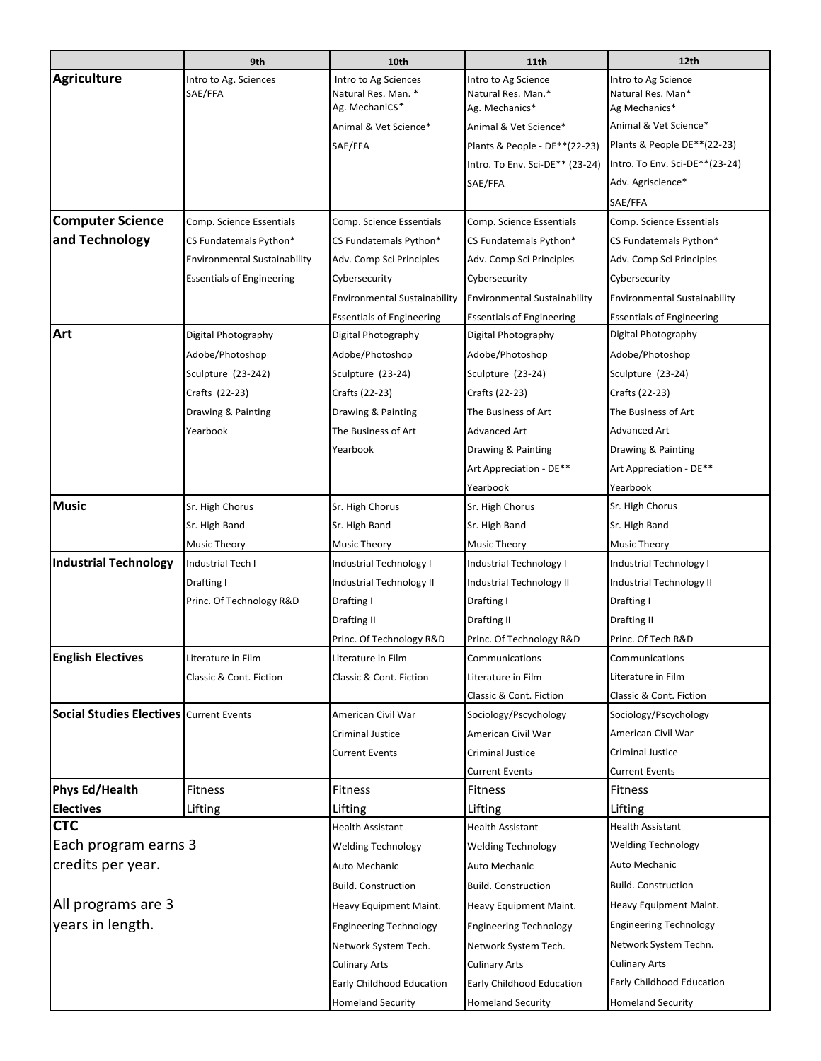| | 9th | 10th | 11th | 12th |
|---|---|---|---|---|
| **Agriculture** | Intro to Ag. Sciences<br>SAE/FFA | Intro to Ag Sciences<br>Natural Res. Man. *<br>Ag. Mechanics*<br>Animal & Vet Science*<br>SAE/FFA | Intro to Ag Science<br>Natural Res. Man.*<br>Ag. Mechanics*<br>Animal & Vet Science*<br>Plants & People - DE**(22-23)<br>Intro. To Env. Sci-DE** (23-24)<br>SAE/FFA | Intro to Ag Science<br>Natural Res. Man*<br>Ag Mechanics*<br>Animal & Vet Science*<br>Plants & People DE**(22-23)<br>Intro. To Env. Sci-DE**(23-24)<br>Adv. Agriscience*<br>SAE/FFA |
| **Computer Science and Technology** | Comp. Science Essentials<br>CS Fundatemals Python*<br>Environmental Sustainability<br>Essentials of Engineering | Comp. Science Essentials<br>CS Fundatemals Python*<br>Adv. Comp Sci Principles<br>Cybersecurity<br>Environmental Sustainability<br>Essentials of Engineering | Comp. Science Essentials<br>CS Fundatemals Python*<br>Adv. Comp Sci Principles<br>Cybersecurity<br>Environmental Sustainability<br>Essentials of Engineering | Comp. Science Essentials<br>CS Fundatemals Python*<br>Adv. Comp Sci Principles<br>Cybersecurity<br>Environmental Sustainability<br>Essentials of Engineering |
| **Art** | Digital Photography<br>Adobe/Photoshop<br>Sculpture (23-242)<br>Crafts (22-23)<br>Drawing & Painting<br>Yearbook | Digital Photography<br>Adobe/Photoshop<br>Sculpture (23-24)<br>Crafts (22-23)<br>Drawing & Painting<br>The Business of Art<br>Yearbook | Digital Photography<br>Adobe/Photoshop<br>Sculpture (23-24)<br>Crafts (22-23)<br>The Business of Art<br>Advanced Art<br>Drawing & Painting<br>Art Appreciation - DE**<br>Yearbook | Digital Photography<br>Adobe/Photoshop<br>Sculpture (23-24)<br>Crafts (22-23)<br>The Business of Art<br>Advanced Art<br>Drawing & Painting<br>Art Appreciation - DE**<br>Yearbook |
| **Music** | Sr. High Chorus<br>Sr. High Band<br>Music Theory | Sr. High Chorus<br>Sr. High Band<br>Music Theory | Sr. High Chorus<br>Sr. High Band<br>Music Theory | Sr. High Chorus<br>Sr. High Band<br>Music Theory |
| **Industrial Technology** | Industrial Tech I<br>Drafting I<br>Princ. Of Technology R&D | Industrial Technology I<br>Industrial Technology II<br>Drafting I<br>Drafting II<br>Princ. Of Technology R&D | Industrial Technology I<br>Industrial Technology II<br>Drafting I<br>Drafting II<br>Princ. Of Technology R&D | Industrial Technology I<br>Industrial Technology II<br>Drafting I<br>Drafting II<br>Princ. Of Tech R&D |
| **English Electives** | Literature in Film<br>Classic & Cont. Fiction | Literature in Film<br>Classic & Cont. Fiction | Communications<br>Literature in Film<br>Classic & Cont. Fiction | Communications<br>Literature in Film<br>Classic & Cont. Fiction |
| **Social Studies Electives** | Current Events | American Civil War<br>Criminal Justice<br>Current Events | Sociology/Pscyhology<br>American Civil War<br>Criminal Justice<br>Current Events | Sociology/Pscyhology<br>American Civil War<br>Criminal Justice<br>Current Events |
| **Phys Ed/Health Electives** | Fitness<br>Lifting | Fitness<br>Lifting | Fitness<br>Lifting | Fitness<br>Lifting |
| **CTC**<br>Each program earns 3 credits per year.<br><br>All programs are 3 years in length. | | Health Assistant<br>Welding Technology<br>Auto Mechanic<br>Build. Construction<br>Heavy Equipment Maint.<br>Engineering Technology<br>Network System Tech.<br>Culinary Arts<br>Early Childhood Education<br>Homeland Security | Health Assistant<br>Welding Technology<br>Auto Mechanic<br>Build. Construction<br>Heavy Equipment Maint.<br>Engineering Technology<br>Network System Tech.<br>Culinary Arts<br>Early Childhood Education<br>Homeland Security | Health Assistant<br>Welding Technology<br>Auto Mechanic<br>Build. Construction<br>Heavy Equipment Maint.<br>Engineering Technology<br>Network System Techn.<br>Culinary Arts<br>Early Childhood Education<br>Homeland Security |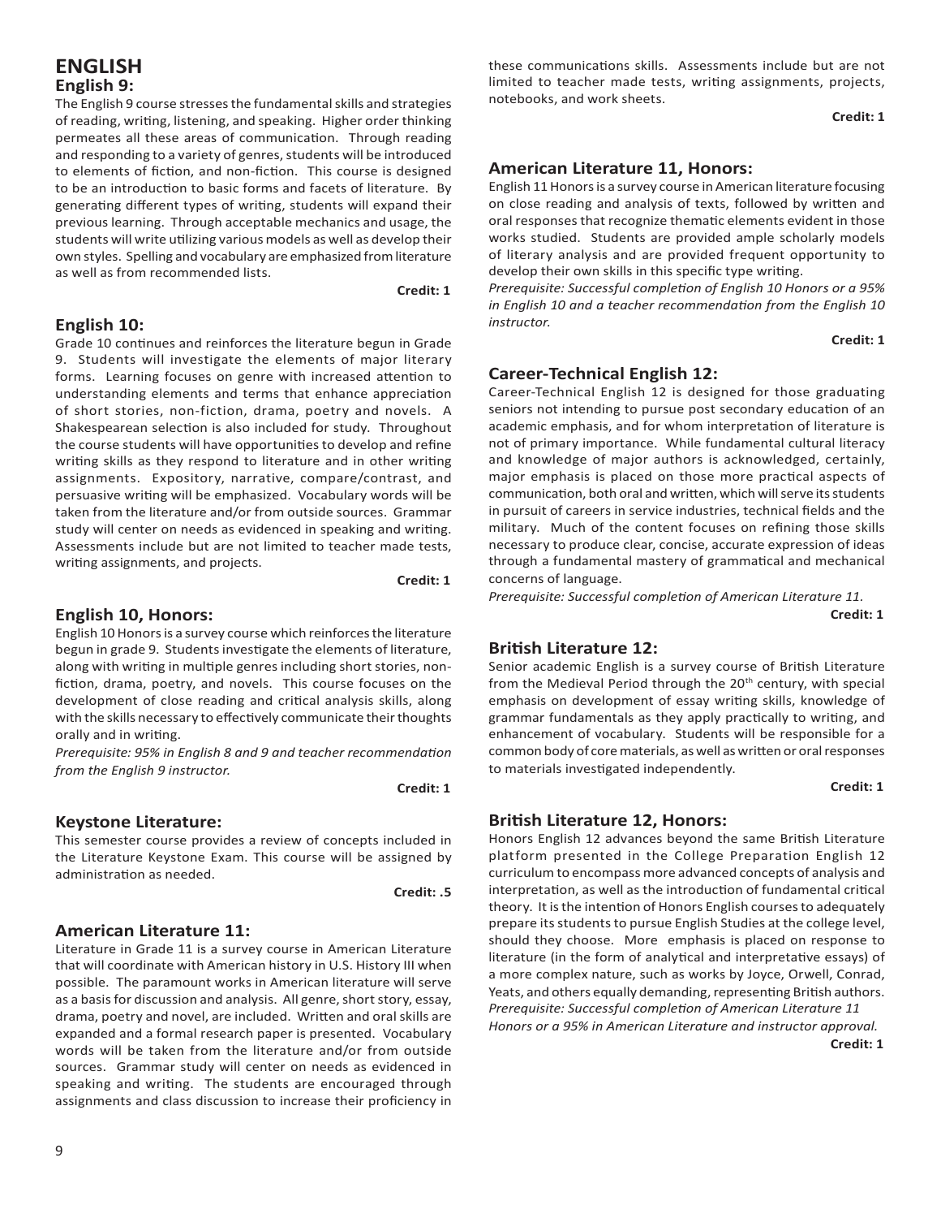# ENGLISH

## English 9:

The English 9 course stresses the fundamental skills and strategies of reading, writing, listening, and speaking. Higher order thinking permeates all these areas of communication. Through reading and responding to a variety of genres, students will be introduced to elements of fiction, and non-fiction. This course is designed to be an introduction to basic forms and facets of literature. By generating different types of writing, students will expand their previous learning. Through acceptable mechanics and usage, the students will write utilizing various models as well as develop their own styles. Spelling and vocabulary are emphasized from literature as well as from recommended lists.

**Credit: 1**

## English 10:

Grade 10 continues and reinforces the literature begun in Grade 9. Students will investigate the elements of major literary forms. Learning focuses on genre with increased attention to understanding elements and terms that enhance appreciation of short stories, non-fiction, drama, poetry and novels. A Shakespearean selection is also included for study. Throughout the course students will have opportunities to develop and refine writing skills as they respond to literature and in other writing assignments. Expository, narrative, compare/contrast, and persuasive writing will be emphasized. Vocabulary words will be taken from the literature and/or from outside sources. Grammar study will center on needs as evidenced in speaking and writing. Assessments include but are not limited to teacher made tests, writing assignments, and projects.

**Credit: 1**

## English 10, Honors:

English 10 Honors is a survey course which reinforces the literature begun in grade 9. Students investigate the elements of literature, along with writing in multiple genres including short stories, non-fiction, drama, poetry, and novels. This course focuses on the development of close reading and critical analysis skills, along with the skills necessary to effectively communicate their thoughts orally and in writing.

*Prerequisite: 95% in English 8 and 9 and teacher recommendation from the English 9 instructor.*

**Credit: 1**

## Keystone Literature:

This semester course provides a review of concepts included in the Literature Keystone Exam. This course will be assigned by administration as needed.

**Credit: .5**

## American Literature 11:

Literature in Grade 11 is a survey course in American Literature that will coordinate with American history in U.S. History III when possible. The paramount works in American literature will serve as a basis for discussion and analysis. All genre, short story, essay, drama, poetry and novel, are included. Written and oral skills are expanded and a formal research paper is presented. Vocabulary words will be taken from the literature and/or from outside sources. Grammar study will center on needs as evidenced in speaking and writing. The students are encouraged through assignments and class discussion to increase their proficiency in these communications skills. Assessments include but are not limited to teacher made tests, writing assignments, projects, notebooks, and work sheets.

**Credit: 1**

## American Literature 11, Honors:

English 11 Honors is a survey course in American literature focusing on close reading and analysis of texts, followed by written and oral responses that recognize thematic elements evident in those works studied. Students are provided ample scholarly models of literary analysis and are provided frequent opportunity to develop their own skills in this specific type writing.

*Prerequisite: Successful completion of English 10 Honors or a 95% in English 10 and a teacher recommendation from the English 10 instructor.*

**Credit: 1**

## Career-Technical English 12:

Career-Technical English 12 is designed for those graduating seniors not intending to pursue post secondary education of an academic emphasis, and for whom interpretation of literature is not of primary importance. While fundamental cultural literacy and knowledge of major authors is acknowledged, certainly, major emphasis is placed on those more practical aspects of communication, both oral and written, which will serve its students in pursuit of careers in service industries, technical fields and the military. Much of the content focuses on refining those skills necessary to produce clear, concise, accurate expression of ideas through a fundamental mastery of grammatical and mechanical concerns of language.

*Prerequisite: Successful completion of American Literature 11.*

**Credit: 1**

## British Literature 12:

Senior academic English is a survey course of British Literature from the Medieval Period through the 20th century, with special emphasis on development of essay writing skills, knowledge of grammar fundamentals as they apply practically to writing, and enhancement of vocabulary. Students will be responsible for a common body of core materials, as well as written or oral responses to materials investigated independently.

**Credit: 1**

## British Literature 12, Honors:

Honors English 12 advances beyond the same British Literature platform presented in the College Preparation English 12 curriculum to encompass more advanced concepts of analysis and interpretation, as well as the introduction of fundamental critical theory. It is the intention of Honors English courses to adequately prepare its students to pursue English Studies at the college level, should they choose. More emphasis is placed on response to literature (in the form of analytical and interpretative essays) of a more complex nature, such as works by Joyce, Orwell, Conrad, Yeats, and others equally demanding, representing British authors.

*Prerequisite: Successful completion of American Literature 11 Honors or a 95% in American Literature and instructor approval.*

**Credit: 1**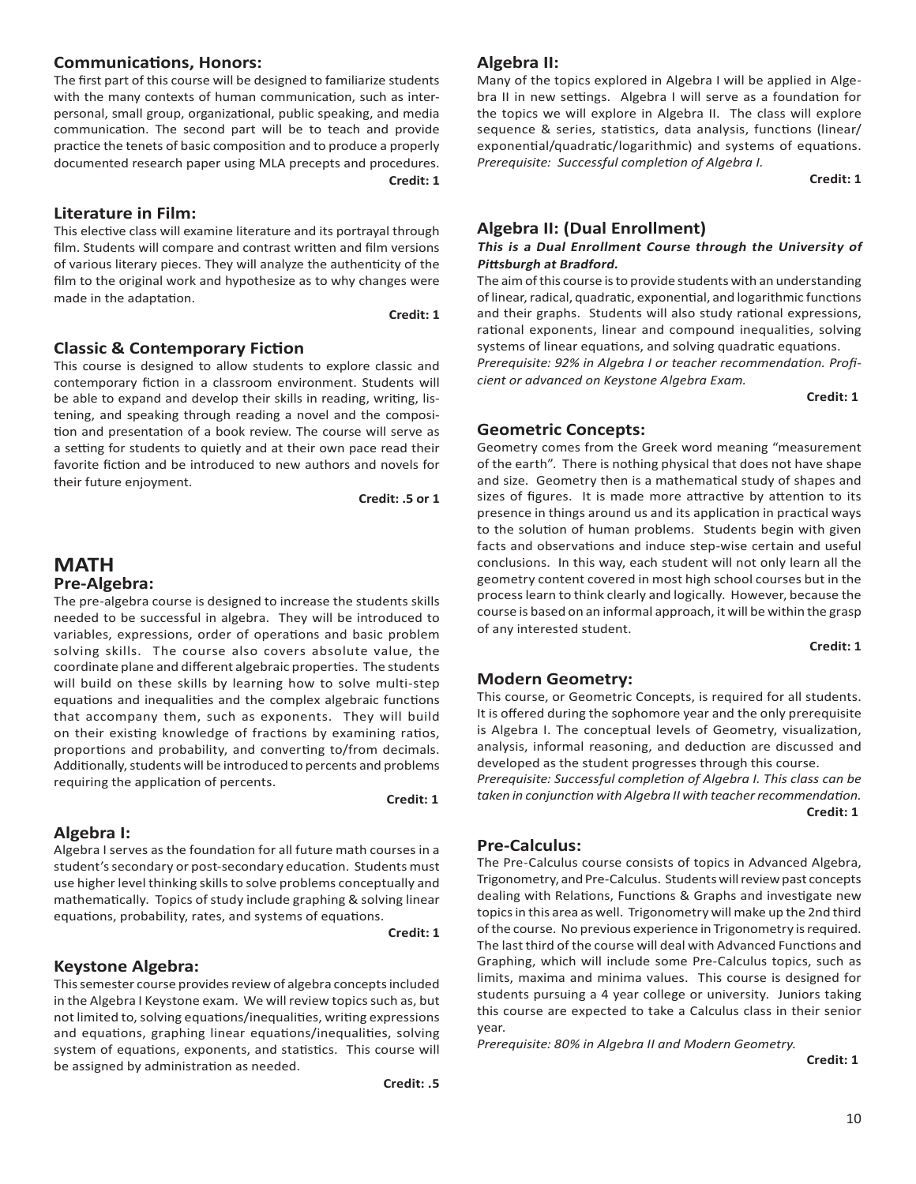### Communications, Honors:

The first part of this course will be designed to familiarize students with the many contexts of human communication, such as interpersonal, small group, organizational, public speaking, and media communication. The second part will be to teach and provide practice the tenets of basic composition and to produce a properly documented research paper using MLA precepts and procedures.

**Credit: 1**

### Literature in Film:

This elective class will examine literature and its portrayal through film. Students will compare and contrast written and film versions of various literary pieces. They will analyze the authenticity of the film to the original work and hypothesize as to why changes were made in the adaptation.

**Credit: 1**

### Classic & Contemporary Fiction

This course is designed to allow students to explore classic and contemporary fiction in a classroom environment. Students will be able to expand and develop their skills in reading, writing, listening, and speaking through reading a novel and the composition and presentation of a book review. The course will serve as a setting for students to quietly and at their own pace read their favorite fiction and be introduced to new authors and novels for their future enjoyment.

**Credit: .5 or 1**

## MATH

### Pre-Algebra:

The pre-algebra course is designed to increase the students skills needed to be successful in algebra. They will be introduced to variables, expressions, order of operations and basic problem solving skills. The course also covers absolute value, the coordinate plane and different algebraic properties. The students will build on these skills by learning how to solve multi-step equations and inequalities and the complex algebraic functions that accompany them, such as exponents. They will build on their existing knowledge of fractions by examining ratios, proportions and probability, and converting to/from decimals. Additionally, students will be introduced to percents and problems requiring the application of percents.

**Credit: 1**

### Algebra I:

Algebra I serves as the foundation for all future math courses in a student's secondary or post-secondary education. Students must use higher level thinking skills to solve problems conceptually and mathematically. Topics of study include graphing & solving linear equations, probability, rates, and systems of equations.

**Credit: 1**

### Keystone Algebra:

This semester course provides review of algebra concepts included in the Algebra I Keystone exam. We will review topics such as, but not limited to, solving equations/inequalities, writing expressions and equations, graphing linear equations/inequalities, solving system of equations, exponents, and statistics. This course will be assigned by administration as needed.

**Credit: .5**

### Algebra II:

Many of the topics explored in Algebra I will be applied in Algebra II in new settings. Algebra I will serve as a foundation for the topics we will explore in Algebra II. The class will explore sequence & series, statistics, data analysis, functions (linear/exponential/quadratic/logarithmic) and systems of equations.
*Prerequisite: Successful completion of Algebra I.*

**Credit: 1**

### Algebra II: (Dual Enrollment)

***This is a Dual Enrollment Course through the University of Pittsburgh at Bradford.***

The aim of this course is to provide students with an understanding of linear, radical, quadratic, exponential, and logarithmic functions and their graphs. Students will also study rational expressions, rational exponents, linear and compound inequalities, solving systems of linear equations, and solving quadratic equations.
*Prerequisite: 92% in Algebra I or teacher recommendation. Proficient or advanced on Keystone Algebra Exam.*

**Credit: 1**

### Geometric Concepts:

Geometry comes from the Greek word meaning "measurement of the earth". There is nothing physical that does not have shape and size. Geometry then is a mathematical study of shapes and sizes of figures. It is made more attractive by attention to its presence in things around us and its application in practical ways to the solution of human problems. Students begin with given facts and observations and induce step-wise certain and useful conclusions. In this way, each student will not only learn all the geometry content covered in most high school courses but in the process learn to think clearly and logically. However, because the course is based on an informal approach, it will be within the grasp of any interested student.

**Credit: 1**

### Modern Geometry:

This course, or Geometric Concepts, is required for all students. It is offered during the sophomore year and the only prerequisite is Algebra I. The conceptual levels of Geometry, visualization, analysis, informal reasoning, and deduction are discussed and developed as the student progresses through this course.
*Prerequisite: Successful completion of Algebra I. This class can be taken in conjunction with Algebra II with teacher recommendation.*

**Credit: 1**

### Pre-Calculus:

The Pre-Calculus course consists of topics in Advanced Algebra, Trigonometry, and Pre-Calculus. Students will review past concepts dealing with Relations, Functions & Graphs and investigate new topics in this area as well. Trigonometry will make up the 2nd third of the course. No previous experience in Trigonometry is required. The last third of the course will deal with Advanced Functions and Graphing, which will include some Pre-Calculus topics, such as limits, maxima and minima values. This course is designed for students pursuing a 4 year college or university. Juniors taking this course are expected to take a Calculus class in their senior year.
*Prerequisite: 80% in Algebra II and Modern Geometry.*

**Credit: 1**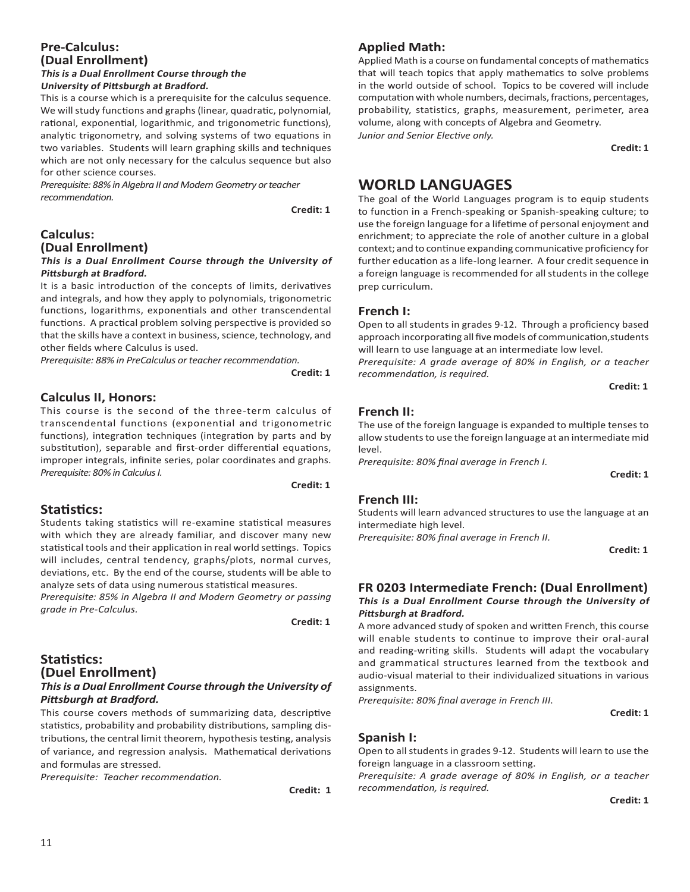## Pre-Calculus: (Dual Enrollment)

***This is a Dual Enrollment Course through the University of Pittsburgh at Bradford.***

This is a course which is a prerequisite for the calculus sequence. We will study functions and graphs (linear, quadratic, polynomial, rational, exponential, logarithmic, and trigonometric functions), analytic trigonometry, and solving systems of two equations in two variables. Students will learn graphing skills and techniques which are not only necessary for the calculus sequence but also for other science courses.

*Prerequisite: 88% in Algebra II and Modern Geometry or teacher recommendation.*

**Credit: 1**

## Calculus: (Dual Enrollment)

***This is a Dual Enrollment Course through the University of Pittsburgh at Bradford.***

It is a basic introduction of the concepts of limits, derivatives and integrals, and how they apply to polynomials, trigonometric functions, logarithms, exponentials and other transcendental functions. A practical problem solving perspective is provided so that the skills have a context in business, science, technology, and other fields where Calculus is used.

*Prerequisite: 88% in PreCalculus or teacher recommendation.*

**Credit: 1**

## Calculus II, Honors:

This course is the second of the three-term calculus of transcendental functions (exponential and trigonometric functions), integration techniques (integration by parts and by substitution), separable and first-order differential equations, improper integrals, infinite series, polar coordinates and graphs.

*Prerequisite: 80% in Calculus I.*

**Credit: 1**

## Statistics:

Students taking statistics will re-examine statistical measures with which they are already familiar, and discover many new statistical tools and their application in real world settings. Topics will includes, central tendency, graphs/plots, normal curves, deviations, etc. By the end of the course, students will be able to analyze sets of data using numerous statistical measures.

*Prerequisite: 85% in Algebra II and Modern Geometry or passing grade in Pre-Calculus.*

**Credit: 1**

## Statistics: (Duel Enrollment)

***This is a Dual Enrollment Course through the University of Pittsburgh at Bradford.***

This course covers methods of summarizing data, descriptive statistics, probability and probability distributions, sampling distributions, the central limit theorem, hypothesis testing, analysis of variance, and regression analysis. Mathematical derivations and formulas are stressed.

*Prerequisite: Teacher recommendation.*

**Credit: 1**

## Applied Math:

Applied Math is a course on fundamental concepts of mathematics that will teach topics that apply mathematics to solve problems in the world outside of school. Topics to be covered will include computation with whole numbers, decimals, fractions, percentages, probability, statistics, graphs, measurement, perimeter, area volume, along with concepts of Algebra and Geometry.

*Junior and Senior Elective only.*

**Credit: 1**

# WORLD LANGUAGES

The goal of the World Languages program is to equip students to function in a French-speaking or Spanish-speaking culture; to use the foreign language for a lifetime of personal enjoyment and enrichment; to appreciate the role of another culture in a global context; and to continue expanding communicative proficiency for further education as a life-long learner. A four credit sequence in a foreign language is recommended for all students in the college prep curriculum.

## French I:

Open to all students in grades 9-12. Through a proficiency based approach incorporating all five models of communication,students will learn to use language at an intermediate low level.

*Prerequisite: A grade average of 80% in English, or a teacher recommendation, is required.*

**Credit: 1**

## French II:

The use of the foreign language is expanded to multiple tenses to allow students to use the foreign language at an intermediate mid level.

*Prerequisite: 80% final average in French I.*

**Credit: 1**

## French III:

Students will learn advanced structures to use the language at an intermediate high level.

*Prerequisite: 80% final average in French II.*

**Credit: 1**

## FR 0203 Intermediate French: (Dual Enrollment)

***This is a Dual Enrollment Course through the University of Pittsburgh at Bradford.***

A more advanced study of spoken and written French, this course will enable students to continue to improve their oral-aural and reading-writing skills. Students will adapt the vocabulary and grammatical structures learned from the textbook and audio-visual material to their individualized situations in various assignments.

*Prerequisite: 80% final average in French III.*

**Credit: 1**

## Spanish I:

Open to all students in grades 9-12. Students will learn to use the foreign language in a classroom setting.

*Prerequisite: A grade average of 80% in English, or a teacher recommendation, is required.*

**Credit: 1**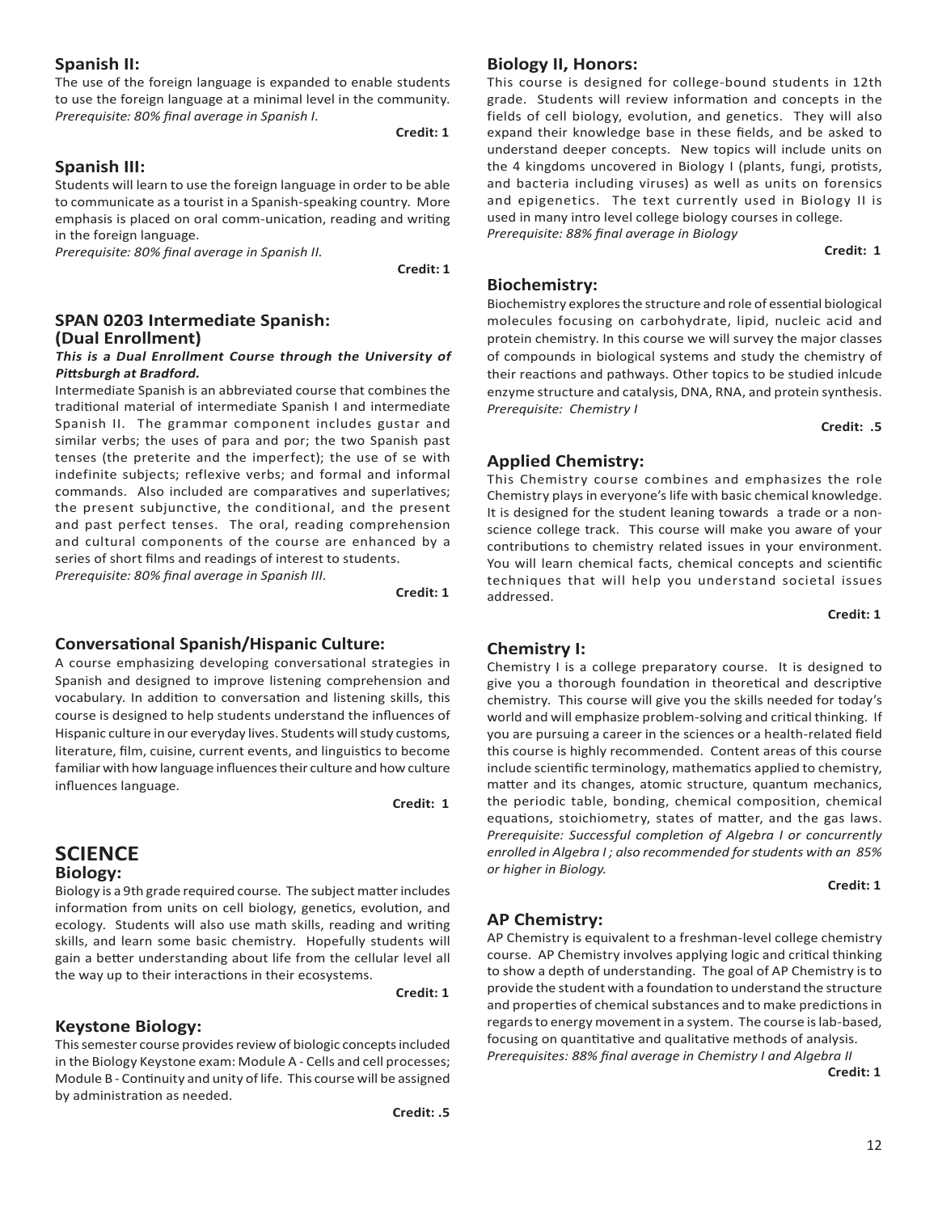## Spanish II:

The use of the foreign language is expanded to enable students to use the foreign language at a minimal level in the community.
*Prerequisite: 80% final average in Spanish I.*

**Credit: 1**

## Spanish III:

Students will learn to use the foreign language in order to be able to communicate as a tourist in a Spanish-speaking country. More emphasis is placed on oral comm-unication, reading and writing in the foreign language.
*Prerequisite: 80% final average in Spanish II.*

**Credit: 1**

## SPAN 0203 Intermediate Spanish: (Dual Enrollment)

***This is a Dual Enrollment Course through the University of Pittsburgh at Bradford.***

Intermediate Spanish is an abbreviated course that combines the traditional material of intermediate Spanish I and intermediate Spanish II. The grammar component includes gustar and similar verbs; the uses of para and por; the two Spanish past tenses (the preterite and the imperfect); the use of se with indefinite subjects; reflexive verbs; and formal and informal commands. Also included are comparatives and superlatives; the present subjunctive, the conditional, and the present and past perfect tenses. The oral, reading comprehension and cultural components of the course are enhanced by a series of short films and readings of interest to students.
*Prerequisite: 80% final average in Spanish III.*

**Credit: 1**

## Conversational Spanish/Hispanic Culture:

A course emphasizing developing conversational strategies in Spanish and designed to improve listening comprehension and vocabulary. In addition to conversation and listening skills, this course is designed to help students understand the influences of Hispanic culture in our everyday lives. Students will study customs, literature, film, cuisine, current events, and linguistics to become familiar with how language influences their culture and how culture influences language.

**Credit: 1**

# SCIENCE

## Biology:

Biology is a 9th grade required course. The subject matter includes information from units on cell biology, genetics, evolution, and ecology. Students will also use math skills, reading and writing skills, and learn some basic chemistry. Hopefully students will gain a better understanding about life from the cellular level all the way up to their interactions in their ecosystems.

**Credit: 1**

## Keystone Biology:

This semester course provides review of biologic concepts included in the Biology Keystone exam: Module A - Cells and cell processes; Module B - Continuity and unity of life. This course will be assigned by administration as needed.

**Credit: .5**

## Biology II, Honors:

This course is designed for college-bound students in 12th grade. Students will review information and concepts in the fields of cell biology, evolution, and genetics. They will also expand their knowledge base in these fields, and be asked to understand deeper concepts. New topics will include units on the 4 kingdoms uncovered in Biology I (plants, fungi, protists, and bacteria including viruses) as well as units on forensics and epigenetics. The text currently used in Biology II is used in many intro level college biology courses in college.
*Prerequisite: 88% final average in Biology*

**Credit: 1**

## Biochemistry:

Biochemistry explores the structure and role of essential biological molecules focusing on carbohydrate, lipid, nucleic acid and protein chemistry. In this course we will survey the major classes of compounds in biological systems and study the chemistry of their reactions and pathways. Other topics to be studied inlcude enzyme structure and catalysis, DNA, RNA, and protein synthesis.
*Prerequisite: Chemistry I*

**Credit: .5**

## Applied Chemistry:

This Chemistry course combines and emphasizes the role Chemistry plays in everyone's life with basic chemical knowledge. It is designed for the student leaning towards a trade or a non-science college track. This course will make you aware of your contributions to chemistry related issues in your environment. You will learn chemical facts, chemical concepts and scientific techniques that will help you understand societal issues addressed.

**Credit: 1**

## Chemistry I:

Chemistry I is a college preparatory course. It is designed to give you a thorough foundation in theoretical and descriptive chemistry. This course will give you the skills needed for today's world and will emphasize problem-solving and critical thinking. If you are pursuing a career in the sciences or a health-related field this course is highly recommended. Content areas of this course include scientific terminology, mathematics applied to chemistry, matter and its changes, atomic structure, quantum mechanics, the periodic table, bonding, chemical composition, chemical equations, stoichiometry, states of matter, and the gas laws.
*Prerequisite: Successful completion of Algebra I or concurrently enrolled in Algebra I ; also recommended for students with an 85% or higher in Biology.*

**Credit: 1**

## AP Chemistry:

AP Chemistry is equivalent to a freshman-level college chemistry course. AP Chemistry involves applying logic and critical thinking to show a depth of understanding. The goal of AP Chemistry is to provide the student with a foundation to understand the structure and properties of chemical substances and to make predictions in regards to energy movement in a system. The course is lab-based, focusing on quantitative and qualitative methods of analysis.
*Prerequisites: 88% final average in Chemistry I and Algebra II*

**Credit: 1**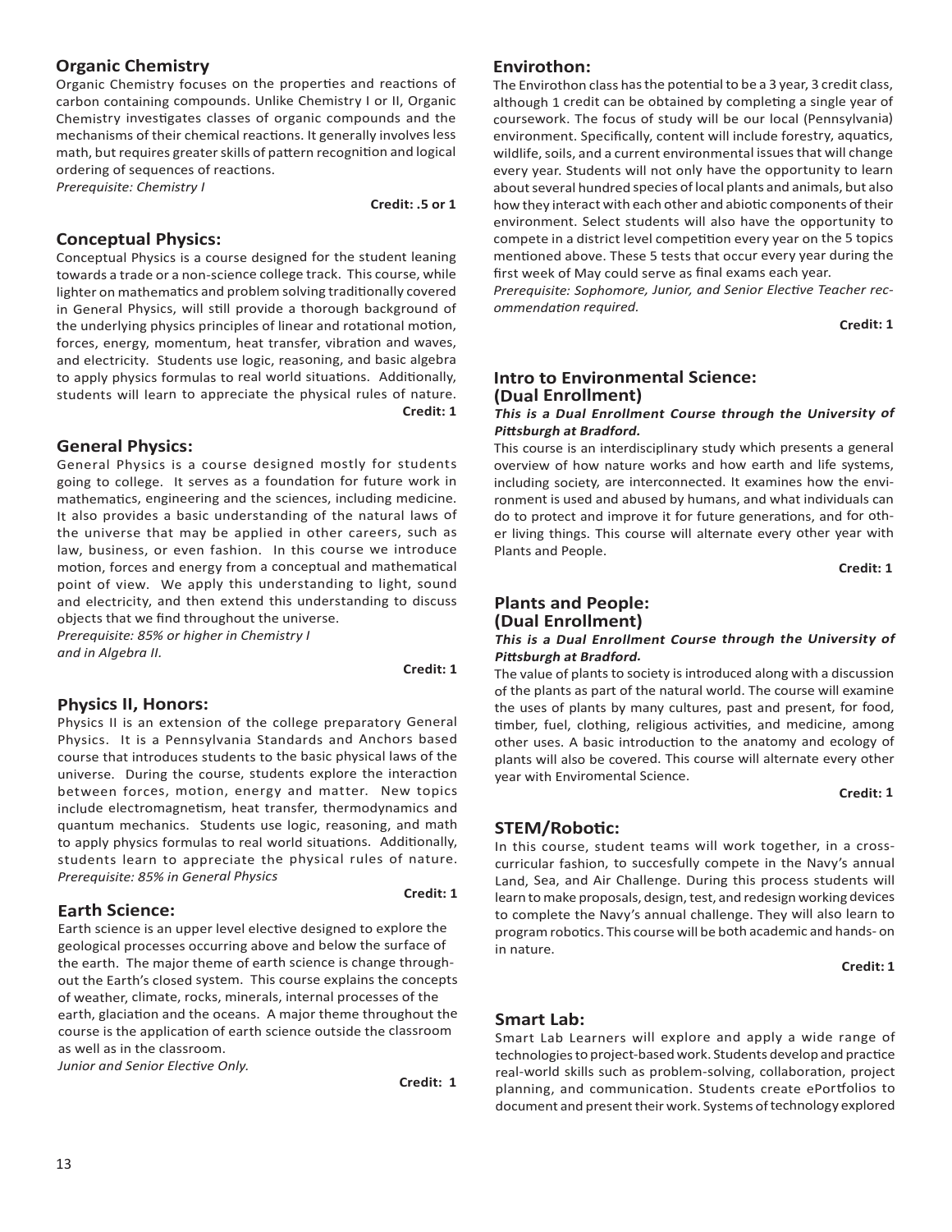## Organic Chemistry

Organic Chemistry focuses on the properties and reactions of carbon containing compounds. Unlike Chemistry I or II, Organic Chemistry investigates classes of organic compounds and the mechanisms of their chemical reactions. It generally involves less math, but requires greater skills of pattern recognition and logical ordering of sequences of reactions.

*Prerequisite: Chemistry I*

**Credit: .5 or 1**

## Conceptual Physics:

Conceptual Physics is a course designed for the student leaning towards a trade or a non-science college track. This course, while lighter on mathematics and problem solving traditionally covered in General Physics, will still provide a thorough background of the underlying physics principles of linear and rotational motion, forces, energy, momentum, heat transfer, vibration and waves, and electricity. Students use logic, reasoning, and basic algebra to apply physics formulas to real world situations. Additionally, students will learn to appreciate the physical rules of nature.

**Credit: 1**

## General Physics:

General Physics is a course designed mostly for students going to college. It serves as a foundation for future work in mathematics, engineering and the sciences, including medicine. It also provides a basic understanding of the natural laws of the universe that may be applied in other careers, such as law, business, or even fashion. In this course we introduce motion, forces and energy from a conceptual and mathematical point of view. We apply this understanding to light, sound and electricity, and then extend this understanding to discuss objects that we find throughout the universe.

*Prerequisite: 85% or higher in Chemistry I and in Algebra II.*

**Credit: 1**

## Physics II, Honors:

Physics II is an extension of the college preparatory General Physics. It is a Pennsylvania Standards and Anchors based course that introduces students to the basic physical laws of the universe. During the course, students explore the interaction between forces, motion, energy and matter. New topics include electromagnetism, heat transfer, thermodynamics and quantum mechanics. Students use logic, reasoning, and math to apply physics formulas to real world situations. Additionally, students learn to appreciate the physical rules of nature.

*Prerequisite: 85% in General Physics*

**Credit: 1**

## Earth Science:

Earth science is an upper level elective designed to explore the geological processes occurring above and below the surface of the earth. The major theme of earth science is change throughout the Earth's closed system. This course explains the concepts of weather, climate, rocks, minerals, internal processes of the earth, glaciation and the oceans. A major theme throughout the course is the application of earth science outside the classroom as well as in the classroom.

*Junior and Senior Elective Only.*

**Credit: 1**

## Envirothon:

The Envirothon class has the potential to be a 3 year, 3 credit class, although 1 credit can be obtained by completing a single year of coursework. The focus of study will be our local (Pennsylvania) environment. Specifically, content will include forestry, aquatics, wildlife, soils, and a current environmental issues that will change every year. Students will not only have the opportunity to learn about several hundred species of local plants and animals, but also how they interact with each other and abiotic components of their environment. Select students will also have the opportunity to compete in a district level competition every year on the 5 topics mentioned above. These 5 tests that occur every year during the first week of May could serve as final exams each year.

*Prerequisite: Sophomore, Junior, and Senior Elective Teacher recommendation required.*

**Credit: 1**

## Intro to Environmental Science: (Dual Enrollment)

***This is a Dual Enrollment Course through the University of Pittsburgh at Bradford.***

This course is an interdisciplinary study which presents a general overview of how nature works and how earth and life systems, including society, are interconnected. It examines how the environment is used and abused by humans, and what individuals can do to protect and improve it for future generations, and for other living things. This course will alternate every other year with Plants and People.

**Credit: 1**

## Plants and People: (Dual Enrollment)

***This is a Dual Enrollment Course through the University of Pittsburgh at Bradford.***

The value of plants to society is introduced along with a discussion of the plants as part of the natural world. The course will examine the uses of plants by many cultures, past and present, for food, timber, fuel, clothing, religious activities, and medicine, among other uses. A basic introduction to the anatomy and ecology of plants will also be covered. This course will alternate every other year with Enviromental Science.

**Credit: 1**

## STEM/Robotic:

In this course, student teams will work together, in a cross-curricular fashion, to succesfully compete in the Navy's annual Land, Sea, and Air Challenge. During this process students will learn to make proposals, design, test, and redesign working devices to complete the Navy's annual challenge. They will also learn to program robotics. This course will be both academic and hands- on in nature.

**Credit: 1**

## Smart Lab:

Smart Lab Learners will explore and apply a wide range of technologies to project-based work. Students develop and practice real-world skills such as problem-solving, collaboration, project planning, and communication. Students create ePortfolios to document and present their work. Systems of technology explored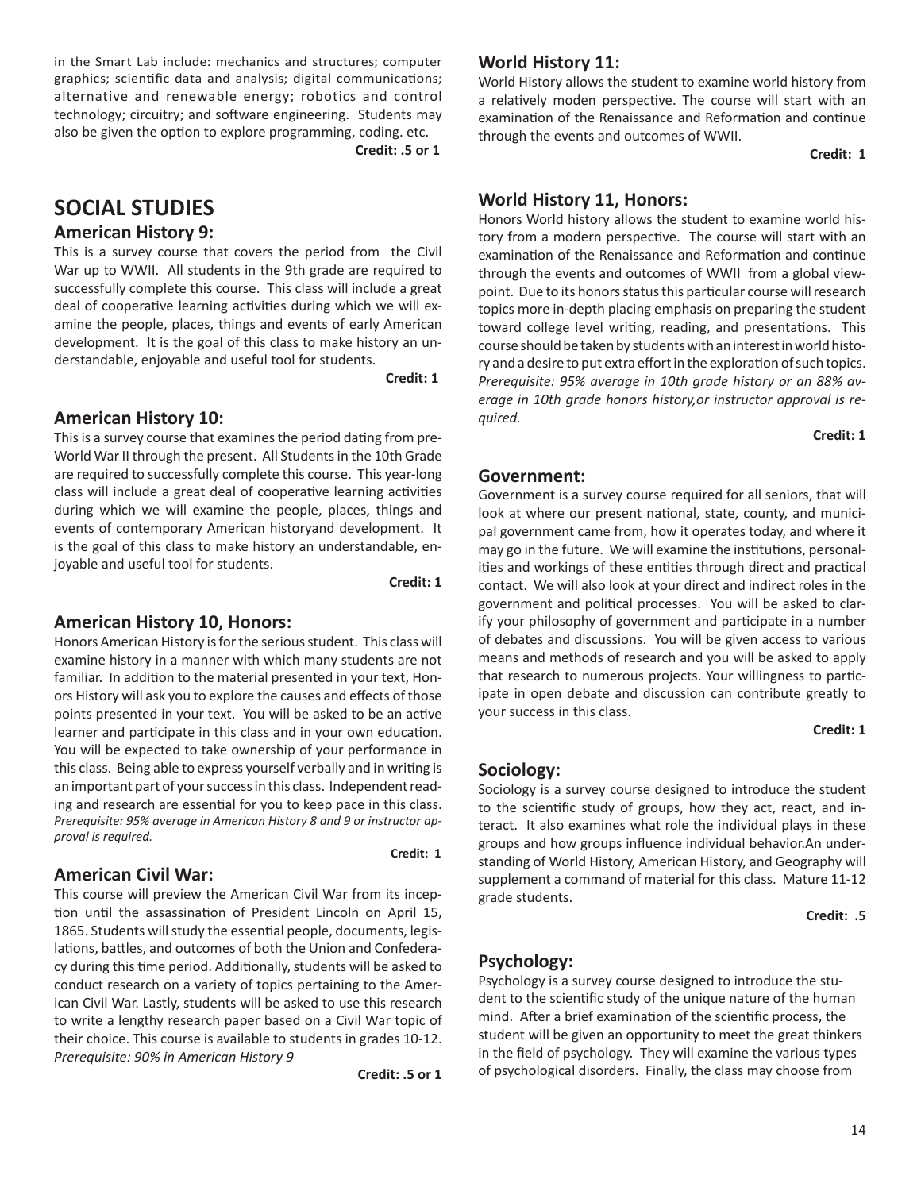in the Smart Lab include: mechanics and structures; computer graphics; scientific data and analysis; digital communications; alternative and renewable energy; robotics and control technology; circuitry; and software engineering. Students may also be given the option to explore programming, coding. etc.

**Credit: .5 or 1**

# SOCIAL STUDIES

## American History 9:

This is a survey course that covers the period from the Civil War up to WWII. All students in the 9th grade are required to successfully complete this course. This class will include a great deal of cooperative learning activities during which we will examine the people, places, things and events of early American development. It is the goal of this class to make history an understandable, enjoyable and useful tool for students.

**Credit: 1**

## American History 10:

This is a survey course that examines the period dating from pre-World War II through the present. All Students in the 10th Grade are required to successfully complete this course. This year-long class will include a great deal of cooperative learning activities during which we will examine the people, places, things and events of contemporary American historyand development. It is the goal of this class to make history an understandable, enjoyable and useful tool for students.

**Credit: 1**

## American History 10, Honors:

Honors American History is for the serious student. This class will examine history in a manner with which many students are not familiar. In addition to the material presented in your text, Honors History will ask you to explore the causes and effects of those points presented in your text. You will be asked to be an active learner and participate in this class and in your own education. You will be expected to take ownership of your performance in this class. Being able to express yourself verbally and in writing is an important part of your success in this class. Independent reading and research are essential for you to keep pace in this class. *Prerequisite: 95% average in American History 8 and 9 or instructor approval is required.*

**Credit: 1**

## American Civil War:

This course will preview the American Civil War from its inception until the assassination of President Lincoln on April 15, 1865. Students will study the essential people, documents, legislations, battles, and outcomes of both the Union and Confederacy during this time period. Additionally, students will be asked to conduct research on a variety of topics pertaining to the American Civil War. Lastly, students will be asked to use this research to write a lengthy research paper based on a Civil War topic of their choice. This course is available to students in grades 10-12. *Prerequisite: 90% in American History 9*

**Credit: .5 or 1**

## World History 11:

World History allows the student to examine world history from a relatively moden perspective. The course will start with an examination of the Renaissance and Reformation and continue through the events and outcomes of WWII.

**Credit: 1**

## World History 11, Honors:

Honors World history allows the student to examine world history from a modern perspective. The course will start with an examination of the Renaissance and Reformation and continue through the events and outcomes of WWII from a global viewpoint. Due to its honors status this particular course will research topics more in-depth placing emphasis on preparing the student toward college level writing, reading, and presentations. This course should be taken by students with an interest in world history and a desire to put extra effort in the exploration of such topics. *Prerequisite: 95% average in 10th grade history or an 88% average in 10th grade honors history,or instructor approval is required.*

**Credit: 1**

## Government:

Government is a survey course required for all seniors, that will look at where our present national, state, county, and municipal government came from, how it operates today, and where it may go in the future. We will examine the institutions, personalities and workings of these entities through direct and practical contact. We will also look at your direct and indirect roles in the government and political processes. You will be asked to clarify your philosophy of government and participate in a number of debates and discussions. You will be given access to various means and methods of research and you will be asked to apply that research to numerous projects. Your willingness to participate in open debate and discussion can contribute greatly to your success in this class.

**Credit: 1**

## Sociology:

Sociology is a survey course designed to introduce the student to the scientific study of groups, how they act, react, and interact. It also examines what role the individual plays in these groups and how groups influence individual behavior.An understanding of World History, American History, and Geography will supplement a command of material for this class. Mature 11-12 grade students.

**Credit: .5**

## Psychology:

Psychology is a survey course designed to introduce the student to the scientific study of the unique nature of the human mind. After a brief examination of the scientific process, the student will be given an opportunity to meet the great thinkers in the field of psychology. They will examine the various types of psychological disorders. Finally, the class may choose from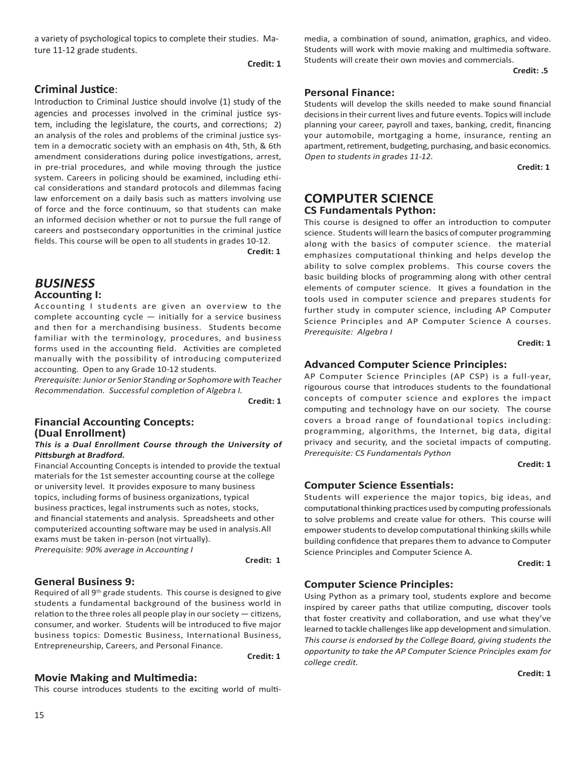a variety of psychological topics to complete their studies. Mature 11-12 grade students.

**Credit: 1**

### Criminal Justice:

Introduction to Criminal Justice should involve (1) study of the agencies and processes involved in the criminal justice system, including the legislature, the courts, and corrections; 2) an analysis of the roles and problems of the criminal justice system in a democratic society with an emphasis on 4th, 5th, & 6th amendment considerations during police investigations, arrest, in pre-trial procedures, and while moving through the justice system. Careers in policing should be examined, including ethical considerations and standard protocols and dilemmas facing law enforcement on a daily basis such as matters involving use of force and the force continuum, so that students can make an informed decision whether or not to pursue the full range of careers and postsecondary opportunities in the criminal justice fields. This course will be open to all students in grades 10-12.

**Credit: 1**

## *BUSINESS*

### Accounting I:

Accounting I students are given an overview to the complete accounting cycle — initially for a service business and then for a merchandising business. Students become familiar with the terminology, procedures, and business forms used in the accounting field. Activities are completed manually with the possibility of introducing computerized accounting. Open to any Grade 10-12 students.

*Prerequisite: Junior or Senior Standing or Sophomore with Teacher Recommendation. Successful completion of Algebra I.*

**Credit: 1**

### Financial Accounting Concepts: (Dual Enrollment)

***This is a Dual Enrollment Course through the University of Pittsburgh at Bradford.***

Financial Accounting Concepts is intended to provide the textual materials for the 1st semester accounting course at the college or university level. It provides exposure to many business topics, including forms of business organizations, typical business practices, legal instruments such as notes, stocks, and financial statements and analysis. Spreadsheets and other computerized accounting software may be used in analysis.All exams must be taken in-person (not virtually).

*Prerequisite: 90% average in Accounting I*

**Credit: 1**

### General Business 9:

Required of all 9th grade students. This course is designed to give students a fundamental background of the business world in relation to the three roles all people play in our society — citizens, consumer, and worker. Students will be introduced to five major business topics: Domestic Business, International Business, Entrepreneurship, Careers, and Personal Finance.

**Credit: 1**

### Movie Making and Multimedia:

This course introduces students to the exciting world of multimedia, a combination of sound, animation, graphics, and video. Students will work with movie making and multimedia software. Students will create their own movies and commercials.

**Credit: .5**

### Personal Finance:

Students will develop the skills needed to make sound financial decisions in their current lives and future events. Topics will include planning your career, payroll and taxes, banking, credit, financing your automobile, mortgaging a home, insurance, renting an apartment, retirement, budgeting, purchasing, and basic economics. *Open to students in grades 11-12.*

**Credit: 1**

## COMPUTER SCIENCE

### CS Fundamentals Python:

This course is designed to offer an introduction to computer science. Students will learn the basics of computer programming along with the basics of computer science. the material emphasizes computational thinking and helps develop the ability to solve complex problems. This course covers the basic building blocks of programming along with other central elements of computer science. It gives a foundation in the tools used in computer science and prepares students for further study in computer science, including AP Computer Science Principles and AP Computer Science A courses.

*Prerequisite: Algebra I*

**Credit: 1**

### Advanced Computer Science Principles:

AP Computer Science Principles (AP CSP) is a full-year, rigourous course that introduces students to the foundational concepts of computer science and explores the impact computing and technology have on our society. The course covers a broad range of foundational topics including: programming, algorithms, the Internet, big data, digital privacy and security, and the societal impacts of computing.

*Prerequisite: CS Fundamentals Python*

**Credit: 1**

### Computer Science Essentials:

Students will experience the major topics, big ideas, and computational thinking practices used by computing professionals to solve problems and create value for others. This course will empower students to develop computational thinking skills while building confidence that prepares them to advance to Computer Science Principles and Computer Science A.

**Credit: 1**

### Computer Science Principles:

Using Python as a primary tool, students explore and become inspired by career paths that utilize computing, discover tools that foster creativity and collaboration, and use what they've learned to tackle challenges like app development and simulation. *This course is endorsed by the College Board, giving students the opportunity to take the AP Computer Science Principles exam for college credit.*

**Credit: 1**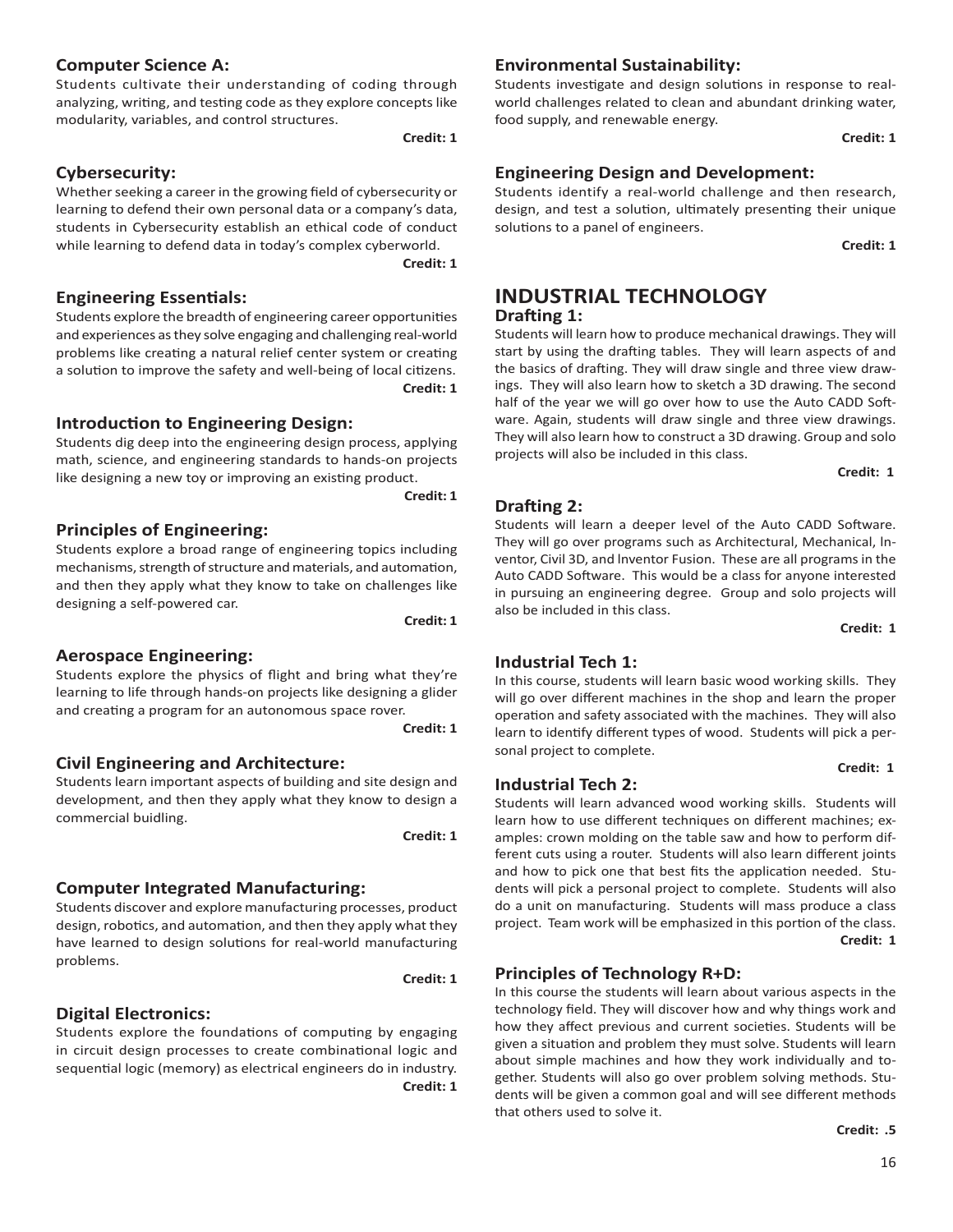### Computer Science A:

Students cultivate their understanding of coding through analyzing, writing, and testing code as they explore concepts like modularity, variables, and control structures.

**Credit: 1**

### Cybersecurity:

Whether seeking a career in the growing field of cybersecurity or learning to defend their own personal data or a company's data, students in Cybersecurity establish an ethical code of conduct while learning to defend data in today's complex cyberworld.

**Credit: 1**

### Engineering Essentials:

Students explore the breadth of engineering career opportunities and experiences as they solve engaging and challenging real-world problems like creating a natural relief center system or creating a solution to improve the safety and well-being of local citizens.

**Credit: 1**

### Introduction to Engineering Design:

Students dig deep into the engineering design process, applying math, science, and engineering standards to hands-on projects like designing a new toy or improving an existing product.

**Credit: 1**

### Principles of Engineering:

Students explore a broad range of engineering topics including mechanisms, strength of structure and materials, and automation, and then they apply what they know to take on challenges like designing a self-powered car.

**Credit: 1**

### Aerospace Engineering:

Students explore the physics of flight and bring what they're learning to life through hands-on projects like designing a glider and creating a program for an autonomous space rover.

**Credit: 1**

### Civil Engineering and Architecture:

Students learn important aspects of building and site design and development, and then they apply what they know to design a commercial buidling.

**Credit: 1**

### Computer Integrated Manufacturing:

Students discover and explore manufacturing processes, product design, robotics, and automation, and then they apply what they have learned to design solutions for real-world manufacturing problems.

**Credit: 1**

### Digital Electronics:

Students explore the foundations of computing by engaging in circuit design processes to create combinational logic and sequential logic (memory) as electrical engineers do in industry.

**Credit: 1**

### Environmental Sustainability:

Students investigate and design solutions in response to real-world challenges related to clean and abundant drinking water, food supply, and renewable energy.

**Credit: 1**

### Engineering Design and Development:

Students identify a real-world challenge and then research, design, and test a solution, ultimately presenting their unique solutions to a panel of engineers.

**Credit: 1**

## INDUSTRIAL TECHNOLOGY

### Drafting 1:

Students will learn how to produce mechanical drawings. They will start by using the drafting tables. They will learn aspects of and the basics of drafting. They will draw single and three view drawings. They will also learn how to sketch a 3D drawing. The second half of the year we will go over how to use the Auto CADD Software. Again, students will draw single and three view drawings. They will also learn how to construct a 3D drawing. Group and solo projects will also be included in this class.

**Credit: 1**

### Drafting 2:

Students will learn a deeper level of the Auto CADD Software. They will go over programs such as Architectural, Mechanical, Inventor, Civil 3D, and Inventor Fusion. These are all programs in the Auto CADD Software. This would be a class for anyone interested in pursuing an engineering degree. Group and solo projects will also be included in this class.

**Credit: 1**

### Industrial Tech 1:

In this course, students will learn basic wood working skills. They will go over different machines in the shop and learn the proper operation and safety associated with the machines. They will also learn to identify different types of wood. Students will pick a personal project to complete.

**Credit: 1**

### Industrial Tech 2:

Students will learn advanced wood working skills. Students will learn how to use different techniques on different machines; examples: crown molding on the table saw and how to perform different cuts using a router. Students will also learn different joints and how to pick one that best fits the application needed. Students will pick a personal project to complete. Students will also do a unit on manufacturing. Students will mass produce a class project. Team work will be emphasized in this portion of the class.

**Credit: 1**

### Principles of Technology R+D:

In this course the students will learn about various aspects in the technology field. They will discover how and why things work and how they affect previous and current societies. Students will be given a situation and problem they must solve. Students will learn about simple machines and how they work individually and together. Students will also go over problem solving methods. Students will be given a common goal and will see different methods that others used to solve it.

**Credit: .5**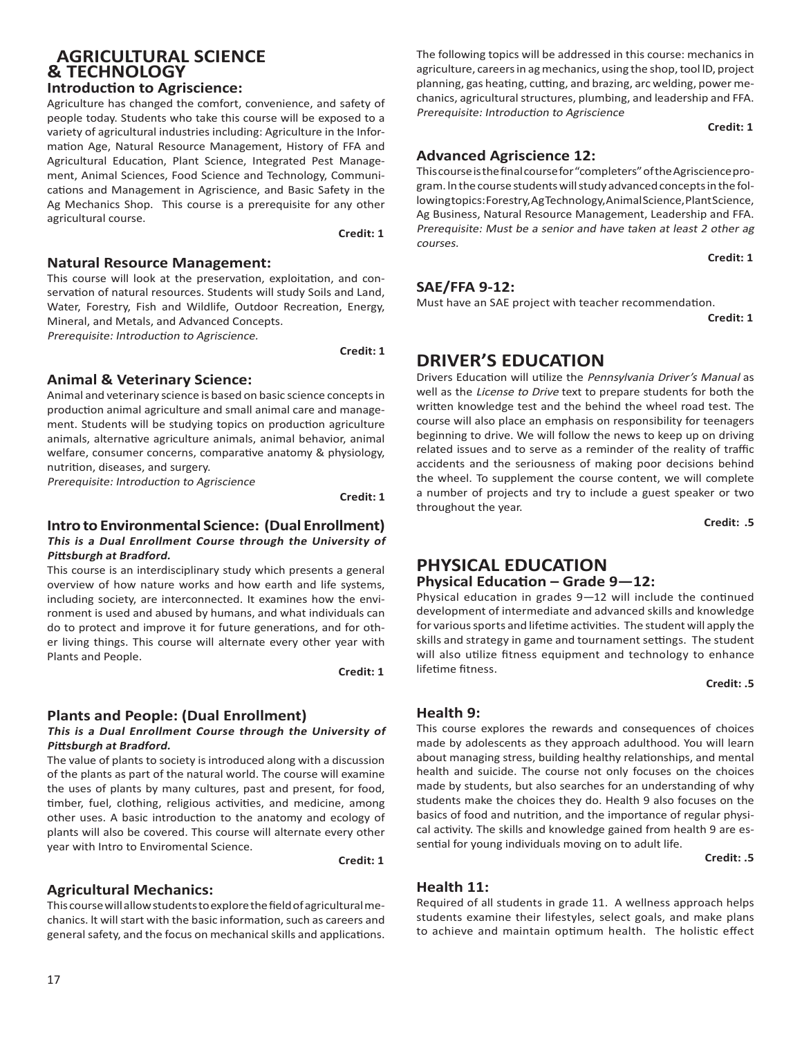# AGRICULTURAL SCIENCE & TECHNOLOGY

### Introduction to Agriscience:

Agriculture has changed the comfort, convenience, and safety of people today. Students who take this course will be exposed to a variety of agricultural industries including: Agriculture in the Information Age, Natural Resource Management, History of FFA and Agricultural Education, Plant Science, Integrated Pest Management, Animal Sciences, Food Science and Technology, Communications and Management in Agriscience, and Basic Safety in the Ag Mechanics Shop. This course is a prerequisite for any other agricultural course.

**Credit: 1**

### Natural Resource Management:

This course will look at the preservation, exploitation, and conservation of natural resources. Students will study Soils and Land, Water, Forestry, Fish and Wildlife, Outdoor Recreation, Energy, Mineral, and Metals, and Advanced Concepts.
*Prerequisite: Introduction to Agriscience.*

**Credit: 1**

### Animal & Veterinary Science:

Animal and veterinary science is based on basic science concepts in production animal agriculture and small animal care and management. Students will be studying topics on production agriculture animals, alternative agriculture animals, animal behavior, animal welfare, consumer concerns, comparative anatomy & physiology, nutrition, diseases, and surgery.
*Prerequisite: Introduction to Agriscience*

**Credit: 1**

### Intro to Environmental Science: (Dual Enrollment)

***This is a Dual Enrollment Course through the University of Pittsburgh at Bradford.***

This course is an interdisciplinary study which presents a general overview of how nature works and how earth and life systems, including society, are interconnected. It examines how the environment is used and abused by humans, and what individuals can do to protect and improve it for future generations, and for other living things. This course will alternate every other year with Plants and People.

**Credit: 1**

### Plants and People: (Dual Enrollment)

***This is a Dual Enrollment Course through the University of Pittsburgh at Bradford.***

The value of plants to society is introduced along with a discussion of the plants as part of the natural world. The course will examine the uses of plants by many cultures, past and present, for food, timber, fuel, clothing, religious activities, and medicine, among other uses. A basic introduction to the anatomy and ecology of plants will also be covered. This course will alternate every other year with Intro to Enviromental Science.

**Credit: 1**

### Agricultural Mechanics:

This course will allow students to explore the field of agricultural mechanics. It will start with the basic information, such as careers and general safety, and the focus on mechanical skills and applications. The following topics will be addressed in this course: mechanics in agriculture, careers in ag mechanics, using the shop, tool ID, project planning, gas heating, cutting, and brazing, arc welding, power mechanics, agricultural structures, plumbing, and leadership and FFA.
*Prerequisite: Introduction to Agriscience*

**Credit: 1**

### Advanced Agriscience 12:

This course is the final course for "completers" of the Agriscience program. In the course students will study advanced concepts in the following topics: Forestry, Ag Technology, Animal Science, Plant Science, Ag Business, Natural Resource Management, Leadership and FFA.
*Prerequisite: Must be a senior and have taken at least 2 other ag courses.*

**Credit: 1**

### SAE/FFA 9-12:

Must have an SAE project with teacher recommendation.

**Credit: 1**

# DRIVER'S EDUCATION

Drivers Education will utilize the *Pennsylvania Driver's Manual* as well as the *License to Drive* text to prepare students for both the written knowledge test and the behind the wheel road test. The course will also place an emphasis on responsibility for teenagers beginning to drive. We will follow the news to keep up on driving related issues and to serve as a reminder of the reality of traffic accidents and the seriousness of making poor decisions behind the wheel. To supplement the course content, we will complete a number of projects and try to include a guest speaker or two throughout the year.

**Credit: .5**

# PHYSICAL EDUCATION

### Physical Education – Grade 9—12:

Physical education in grades 9—12 will include the continued development of intermediate and advanced skills and knowledge for various sports and lifetime activities. The student will apply the skills and strategy in game and tournament settings. The student will also utilize fitness equipment and technology to enhance lifetime fitness.

**Credit: .5**

### Health 9:

This course explores the rewards and consequences of choices made by adolescents as they approach adulthood. You will learn about managing stress, building healthy relationships, and mental health and suicide. The course not only focuses on the choices made by students, but also searches for an understanding of why students make the choices they do. Health 9 also focuses on the basics of food and nutrition, and the importance of regular physical activity. The skills and knowledge gained from health 9 are essential for young individuals moving on to adult life.

**Credit: .5**

### Health 11:

Required of all students in grade 11. A wellness approach helps students examine their lifestyles, select goals, and make plans to achieve and maintain optimum health. The holistic effect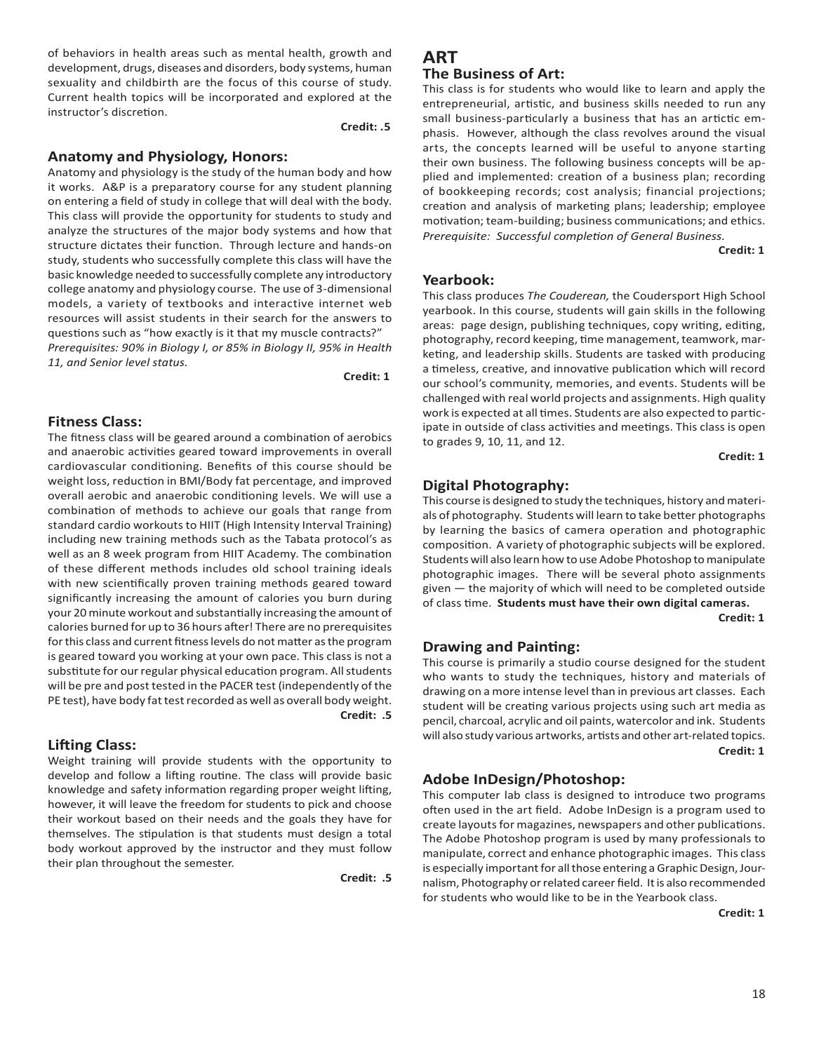of behaviors in health areas such as mental health, growth and development, drugs, diseases and disorders, body systems, human sexuality and childbirth are the focus of this course of study. Current health topics will be incorporated and explored at the instructor's discretion.

**Credit: .5**

### Anatomy and Physiology, Honors:

Anatomy and physiology is the study of the human body and how it works. A&P is a preparatory course for any student planning on entering a field of study in college that will deal with the body. This class will provide the opportunity for students to study and analyze the structures of the major body systems and how that structure dictates their function. Through lecture and hands-on study, students who successfully complete this class will have the basic knowledge needed to successfully complete any introductory college anatomy and physiology course. The use of 3-dimensional models, a variety of textbooks and interactive internet web resources will assist students in their search for the answers to questions such as "how exactly is it that my muscle contracts?"
*Prerequisites: 90% in Biology I, or 85% in Biology II, 95% in Health 11, and Senior level status.*

**Credit: 1**

### Fitness Class:

The fitness class will be geared around a combination of aerobics and anaerobic activities geared toward improvements in overall cardiovascular conditioning. Benefits of this course should be weight loss, reduction in BMI/Body fat percentage, and improved overall aerobic and anaerobic conditioning levels. We will use a combination of methods to achieve our goals that range from standard cardio workouts to HIIT (High Intensity Interval Training) including new training methods such as the Tabata protocol's as well as an 8 week program from HIIT Academy. The combination of these different methods includes old school training ideals with new scientifically proven training methods geared toward significantly increasing the amount of calories you burn during your 20 minute workout and substantially increasing the amount of calories burned for up to 36 hours after! There are no prerequisites for this class and current fitness levels do not matter as the program is geared toward you working at your own pace. This class is not a substitute for our regular physical education program. All students will be pre and post tested in the PACER test (independently of the PE test), have body fat test recorded as well as overall body weight.

**Credit: .5**

### Lifting Class:

Weight training will provide students with the opportunity to develop and follow a lifting routine. The class will provide basic knowledge and safety information regarding proper weight lifting, however, it will leave the freedom for students to pick and choose their workout based on their needs and the goals they have for themselves. The stipulation is that students must design a total body workout approved by the instructor and they must follow their plan throughout the semester.

**Credit: .5**

## ART

### The Business of Art:

This class is for students who would like to learn and apply the entrepreneurial, artistic, and business skills needed to run any small business-particularly a business that has an artictic emphasis. However, although the class revolves around the visual arts, the concepts learned will be useful to anyone starting their own business. The following business concepts will be applied and implemented: creation of a business plan; recording of bookkeeping records; cost analysis; financial projections; creation and analysis of marketing plans; leadership; employee motivation; team-building; business communications; and ethics.
*Prerequisite: Successful completion of General Business.*

**Credit: 1**

### Yearbook:

This class produces *The Couderean,* the Coudersport High School yearbook. In this course, students will gain skills in the following areas: page design, publishing techniques, copy writing, editing, photography, record keeping, time management, teamwork, marketing, and leadership skills. Students are tasked with producing a timeless, creative, and innovative publication which will record our school's community, memories, and events. Students will be challenged with real world projects and assignments. High quality work is expected at all times. Students are also expected to participate in outside of class activities and meetings. This class is open to grades 9, 10, 11, and 12.

**Credit: 1**

### Digital Photography:

This course is designed to study the techniques, history and materials of photography. Students will learn to take better photographs by learning the basics of camera operation and photographic composition. A variety of photographic subjects will be explored. Students will also learn how to use Adobe Photoshop to manipulate photographic images. There will be several photo assignments given — the majority of which will need to be completed outside of class time. **Students must have their own digital cameras.**

**Credit: 1**

### Drawing and Painting:

This course is primarily a studio course designed for the student who wants to study the techniques, history and materials of drawing on a more intense level than in previous art classes. Each student will be creating various projects using such art media as pencil, charcoal, acrylic and oil paints, watercolor and ink. Students will also study various artworks, artists and other art-related topics.

**Credit: 1**

### Adobe InDesign/Photoshop:

This computer lab class is designed to introduce two programs often used in the art field. Adobe InDesign is a program used to create layouts for magazines, newspapers and other publications. The Adobe Photoshop program is used by many professionals to manipulate, correct and enhance photographic images. This class is especially important for all those entering a Graphic Design, Journalism, Photography or related career field. It is also recommended for students who would like to be in the Yearbook class.

**Credit: 1**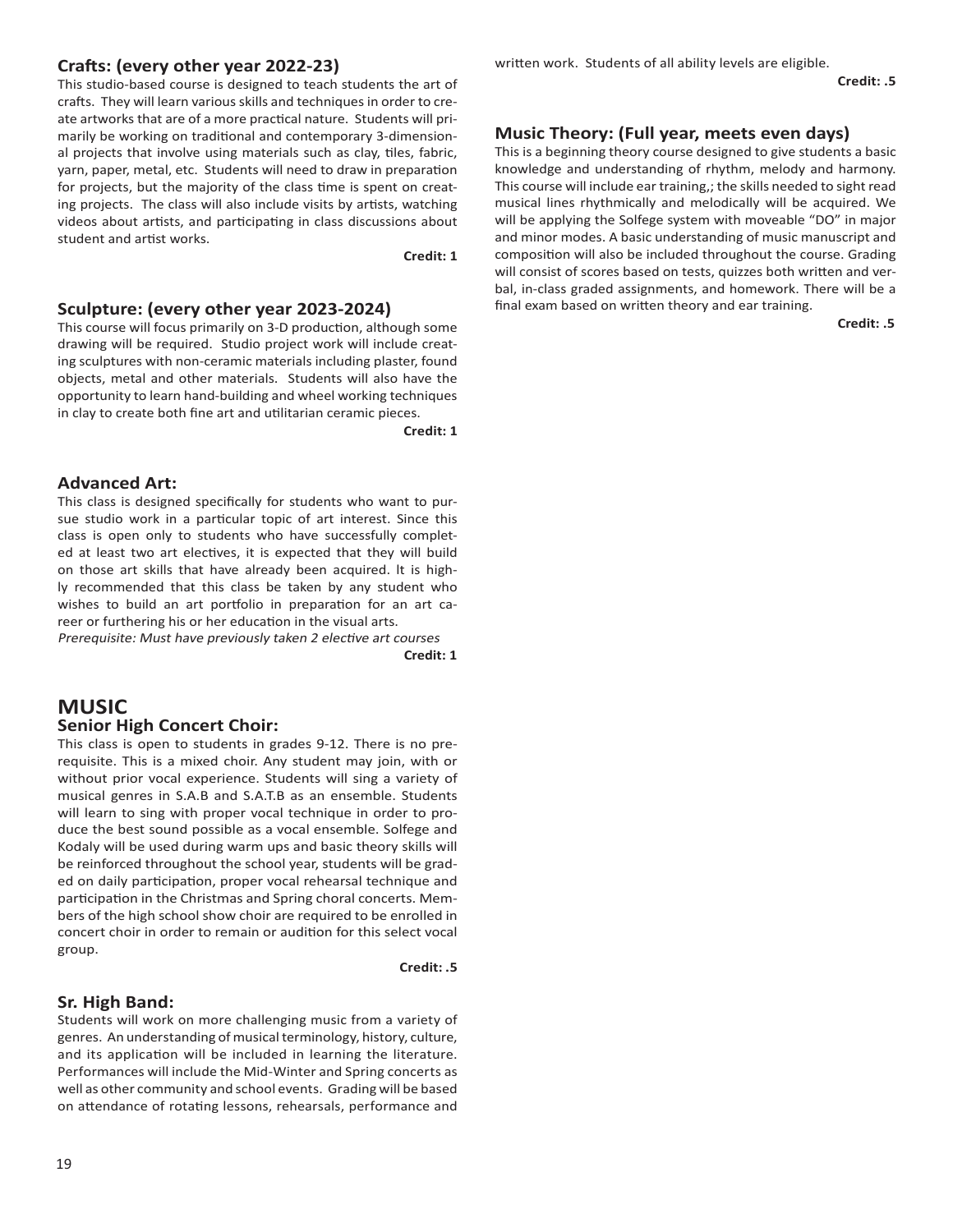### Crafts: (every other year 2022-23)

This studio-based course is designed to teach students the art of crafts. They will learn various skills and techniques in order to create artworks that are of a more practical nature. Students will primarily be working on traditional and contemporary 3-dimensional projects that involve using materials such as clay, tiles, fabric, yarn, paper, metal, etc. Students will need to draw in preparation for projects, but the majority of the class time is spent on creating projects. The class will also include visits by artists, watching videos about artists, and participating in class discussions about student and artist works.

**Credit: 1**

### Sculpture: (every other year 2023-2024)

This course will focus primarily on 3-D production, although some drawing will be required. Studio project work will include creating sculptures with non-ceramic materials including plaster, found objects, metal and other materials. Students will also have the opportunity to learn hand-building and wheel working techniques in clay to create both fine art and utilitarian ceramic pieces.

**Credit: 1**

### Advanced Art:

This class is designed specifically for students who want to pursue studio work in a particular topic of art interest. Since this class is open only to students who have successfully completed at least two art electives, it is expected that they will build on those art skills that have already been acquired. It is highly recommended that this class be taken by any student who wishes to build an art portfolio in preparation for an art career or furthering his or her education in the visual arts.

*Prerequisite: Must have previously taken 2 elective art courses*

**Credit: 1**

## MUSIC

### Senior High Concert Choir:

This class is open to students in grades 9-12. There is no prerequisite. This is a mixed choir. Any student may join, with or without prior vocal experience. Students will sing a variety of musical genres in S.A.B and S.A.T.B as an ensemble. Students will learn to sing with proper vocal technique in order to produce the best sound possible as a vocal ensemble. Solfege and Kodaly will be used during warm ups and basic theory skills will be reinforced throughout the school year, students will be graded on daily participation, proper vocal rehearsal technique and participation in the Christmas and Spring choral concerts. Members of the high school show choir are required to be enrolled in concert choir in order to remain or audition for this select vocal group.

**Credit: .5**

### Sr. High Band:

Students will work on more challenging music from a variety of genres. An understanding of musical terminology, history, culture, and its application will be included in learning the literature. Performances will include the Mid-Winter and Spring concerts as well as other community and school events. Grading will be based on attendance of rotating lessons, rehearsals, performance and written work. Students of all ability levels are eligible.

**Credit: .5**

### Music Theory: (Full year, meets even days)

This is a beginning theory course designed to give students a basic knowledge and understanding of rhythm, melody and harmony. This course will include ear training,; the skills needed to sight read musical lines rhythmically and melodically will be acquired. We will be applying the Solfege system with moveable "DO" in major and minor modes. A basic understanding of music manuscript and composition will also be included throughout the course. Grading will consist of scores based on tests, quizzes both written and verbal, in-class graded assignments, and homework. There will be a final exam based on written theory and ear training.

**Credit: .5**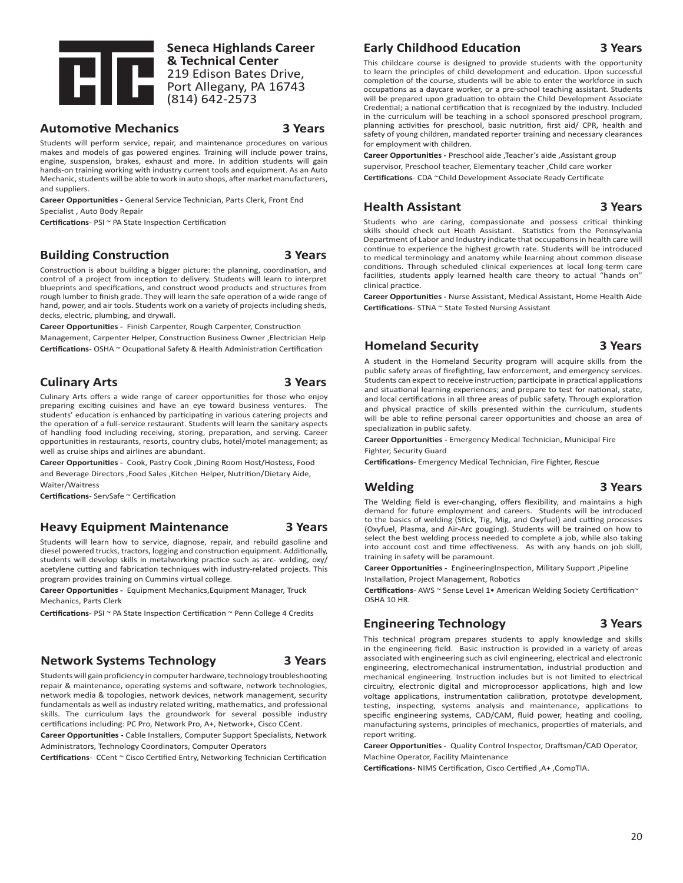**Seneca Highlands Career & Technical Center**
219 Edison Bates Drive,
Port Allegany, PA 16743
(814) 642-2573

## Automotive Mechanics — 3 Years

Students will perform service, repair, and maintenance procedures on various makes and models of gas powered engines. Training will include power trains, engine, suspension, brakes, exhaust and more. In addition students will gain hands-on training working with industry current tools and equipment. As an Auto Mechanic, students will be able to work in auto shops, after market manufacturers, and suppliers.

**Career Opportunities -** General Service Technician, Parts Clerk, Front End Specialist , Auto Body Repair

**Certifications**- PSI ~ PA State Inspection Certification

## Building Construction — 3 Years

Construction is about building a bigger picture: the planning, coordination, and control of a project from inception to delivery. Students will learn to interpret blueprints and specifications, and construct wood products and structures from rough lumber to finish grade. They will learn the safe operation of a wide range of hand, power, and air tools. Students work on a variety of projects including sheds, decks, electric, plumbing, and drywall.

**Career Opportunities -** Finish Carpenter, Rough Carpenter, Construction Management, Carpenter Helper, Construction Business Owner ,Electrician Help

**Certifications**- OSHA ~ Ocupational Safety & Health Administration Certification

## Culinary Arts — 3 Years

Culinary Arts offers a wide range of career opportunities for those who enjoy preparing exciting cuisines and have an eye toward business ventures. The students' education is enhanced by participating in various catering projects and the operation of a full-service restaurant. Students will learn the sanitary aspects of handling food including receiving, storing, preparation, and serving. Career opportunities in restaurants, resorts, country clubs, hotel/motel management; as well as cruise ships and airlines are abundant.

**Career Opportunities -** Cook, Pastry Cook ,Dining Room Host/Hostess, Food and Beverage Directors ,Food Sales ,Kitchen Helper, Nutrition/Dietary Aide, Waiter/Waitress

**Certifications**- ServSafe ~ Certification

## Heavy Equipment Maintenance — 3 Years

Students will learn how to service, diagnose, repair, and rebuild gasoline and diesel powered trucks, tractors, logging and construction equipment. Additionally, students will develop skills in metalworking practice such as arc- welding, oxy/acetylene cutting and fabrication techniques with industry-related projects. This program provides training on Cummins virtual college.

**Career Opportunities -** Equipment Mechanics,Equipment Manager, Truck Mechanics, Parts Clerk

**Certifications**- PSI ~ PA State Inspection Certification ~ Penn College 4 Credits

## Network Systems Technology — 3 Years

Students will gain proficiency in computer hardware, technology troubleshooting repair & maintenance, operating systems and software, network technologies, network media & topologies, network devices, network management, security fundamentals as well as industry related writing, mathematics, and professional skills. The curriculum lays the groundwork for several possible industry certifications including: PC Pro, Network Pro, A+, Network+, Cisco CCent.

**Career Opportunities -** Cable Installers, Computer Support Specialists, Network Administrators, Technology Coordinators, Computer Operators

**Certifications**- CCent ~ Cisco Certified Entry, Networking Technician Certification

## Early Childhood Education — 3 Years

This childcare course is designed to provide students with the opportunity to learn the principles of child development and education. Upon successful completion of the course, students will be able to enter the workforce in such occupations as a daycare worker, or a pre-school teaching assistant. Students will be prepared upon graduation to obtain the Child Development Associate Credential; a national certification that is recognized by the industry. Included in the curriculum will be teaching in a school sponsored preschool program, planning activities for preschool, basic nutrition, first aid/ CPR, health and safety of young children, mandated reporter training and necessary clearances for employment with children.

**Career Opportunities -** Preschool aide ,Teacher's aide ,Assistant group supervisor, Preschool teacher, Elementary teacher ,Child care worker

**Certifications**- CDA ~Child Development Associate Ready Certificate

## Health Assistant — 3 Years

Students who are caring, compassionate and possess critical thinking skills should check out Heath Assistant. Statistics from the Pennsylvania Department of Labor and Industry indicate that occupations in health care will continue to experience the highest growth rate. Students will be introduced to medical terminology and anatomy while learning about common disease conditions. Through scheduled clinical experiences at local long-term care facilities, students apply learned health care theory to actual "hands on" clinical practice.

**Career Opportunities -** Nurse Assistant, Medical Assistant, Home Health Aide

**Certifications**- STNA ~ State Tested Nursing Assistant

## Homeland Security — 3 Years

A student in the Homeland Security program will acquire skills from the public safety areas of firefighting, law enforcement, and emergency services. Students can expect to receive instruction; participate in practical applications and situational learning experiences; and prepare to test for national, state, and local certifications in all three areas of public safety. Through exploration and physical practice of skills presented within the curriculum, students will be able to refine personal career opportunities and choose an area of specialization in public safety.

**Career Opportunities -** Emergency Medical Technician, Municipal Fire Fighter, Security Guard

**Certifications**- Emergency Medical Technician, Fire Fighter, Rescue

## Welding — 3 Years

The Welding field is ever-changing, offers flexibility, and maintains a high demand for future employment and careers. Students will be introduced to the basics of welding (Stick, Tig, Mig, and Oxyfuel) and cutting processes (Oxyfuel, Plasma, and Air-Arc gouging). Students will be trained on how to select the best welding process needed to complete a job, while also taking into account cost and time effectiveness. As with any hands on job skill, training in safety will be paramount.

**Career Opportunities -** EngineeringInspection, Military Support ,Pipeline Installation, Project Management, Robotics

**Certifications**- AWS ~ Sense Level 1• American Welding Society Certification~ OSHA 10 HR.

## Engineering Technology — 3 Years

This technical program prepares students to apply knowledge and skills in the engineering field. Basic instruction is provided in a variety of areas associated with engineering such as civil engineering, electrical and electronic engineering, electromechanical instrumentation, industrial production and mechanical engineering. Instruction includes but is not limited to electrical circuitry, electronic digital and microprocessor applications, high and low voltage applications, instrumentation calibration, prototype development, testing, inspecting, systems analysis and maintenance, applications to specific engineering systems, CAD/CAM, fluid power, heating and cooling, manufacturing systems, principles of mechanics, properties of materials, and report writing.

**Career Opportunities -** Quality Control Inspector, Draftsman/CAD Operator, Machine Operator, Facility Maintenance

**Certifications**- NIMS Certification, Cisco Certified ,A+ ,CompTIA.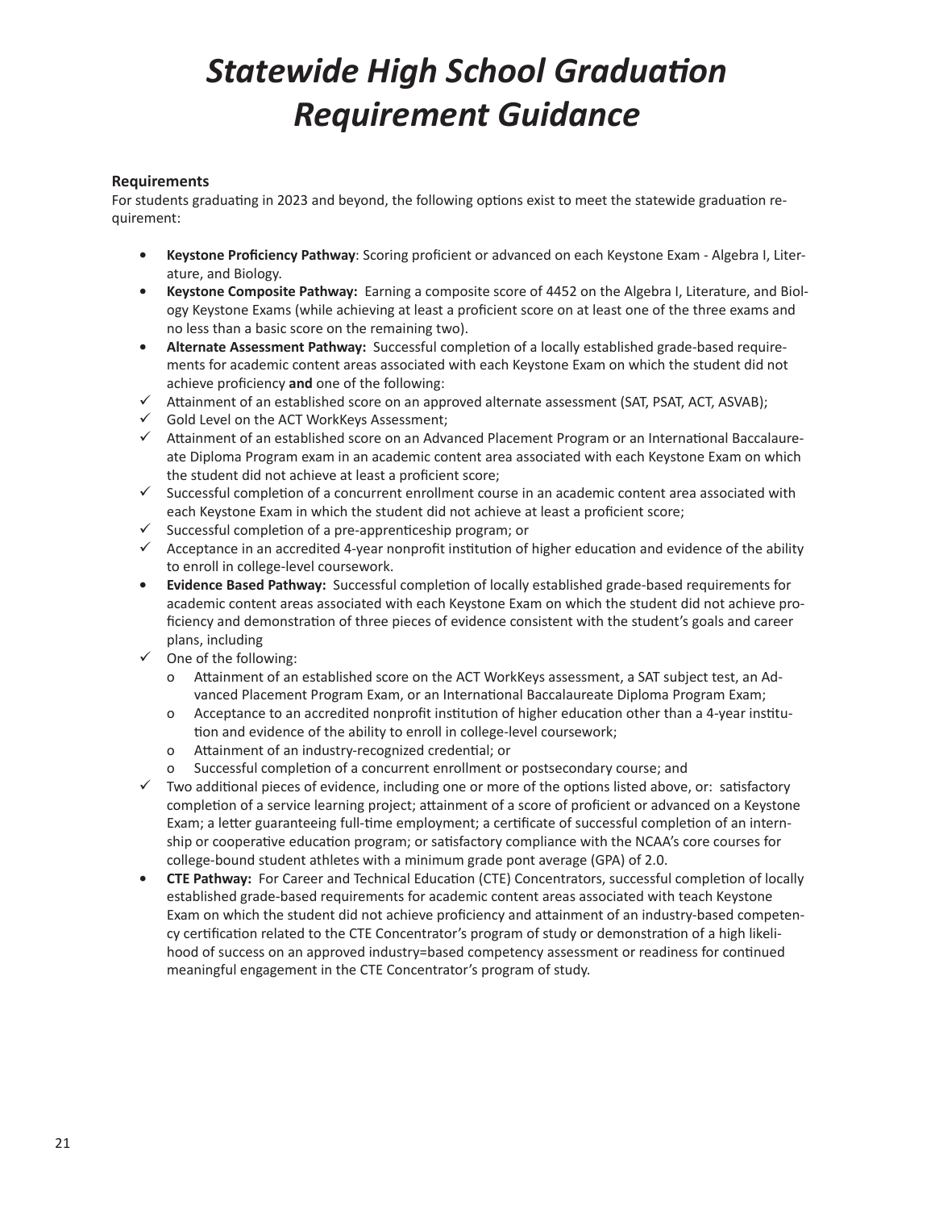# *Statewide High School Graduation Requirement Guidance*

**Requirements**

For students graduating in 2023 and beyond, the following options exist to meet the statewide graduation requirement:

- **Keystone Proficiency Pathway**: Scoring proficient or advanced on each Keystone Exam - Algebra I, Literature, and Biology.
- **Keystone Composite Pathway:** Earning a composite score of 4452 on the Algebra I, Literature, and Biology Keystone Exams (while achieving at least a proficient score on at least one of the three exams and no less than a basic score on the remaining two).
- **Alternate Assessment Pathway:** Successful completion of a locally established grade-based requirements for academic content areas associated with each Keystone Exam on which the student did not achieve proficiency **and** one of the following:
  - ✓ Attainment of an established score on an approved alternate assessment (SAT, PSAT, ACT, ASVAB);
  - ✓ Gold Level on the ACT WorkKeys Assessment;
  - ✓ Attainment of an established score on an Advanced Placement Program or an International Baccalaureate Diploma Program exam in an academic content area associated with each Keystone Exam on which the student did not achieve at least a proficient score;
  - ✓ Successful completion of a concurrent enrollment course in an academic content area associated with each Keystone Exam in which the student did not achieve at least a proficient score;
  - ✓ Successful completion of a pre-apprenticeship program; or
  - ✓ Acceptance in an accredited 4-year nonprofit institution of higher education and evidence of the ability to enroll in college-level coursework.
- **Evidence Based Pathway:** Successful completion of locally established grade-based requirements for academic content areas associated with each Keystone Exam on which the student did not achieve proficiency and demonstration of three pieces of evidence consistent with the student's goals and career plans, including
  - ✓ One of the following:
    - o Attainment of an established score on the ACT WorkKeys assessment, a SAT subject test, an Advanced Placement Program Exam, or an International Baccalaureate Diploma Program Exam;
    - o Acceptance to an accredited nonprofit institution of higher education other than a 4-year institution and evidence of the ability to enroll in college-level coursework;
    - o Attainment of an industry-recognized credential; or
    - o Successful completion of a concurrent enrollment or postsecondary course; and
  - ✓ Two additional pieces of evidence, including one or more of the options listed above, or: satisfactory completion of a service learning project; attainment of a score of proficient or advanced on a Keystone Exam; a letter guaranteeing full-time employment; a certificate of successful completion of an internship or cooperative education program; or satisfactory compliance with the NCAA's core courses for college-bound student athletes with a minimum grade pont average (GPA) of 2.0.
- **CTE Pathway:** For Career and Technical Education (CTE) Concentrators, successful completion of locally established grade-based requirements for academic content areas associated with teach Keystone Exam on which the student did not achieve proficiency and attainment of an industry-based competency certification related to the CTE Concentrator's program of study or demonstration of a high likelihood of success on an approved industry=based competency assessment or readiness for continued meaningful engagement in the CTE Concentrator's program of study.